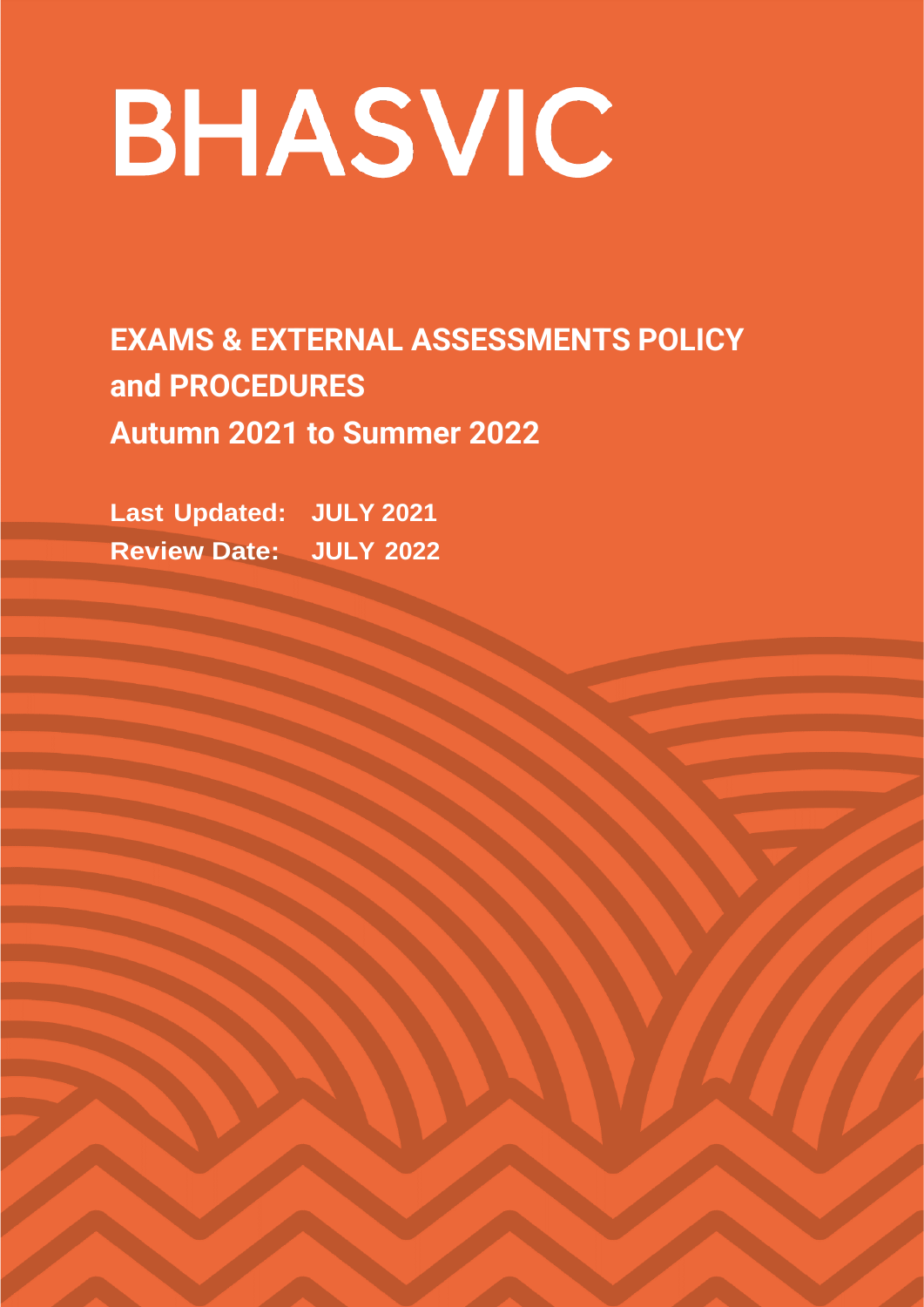# BHASVIC

## EXAMS & EXTERNAL ASSESSMENTS POLICY and PROCEDURES
## Autumn 2021 to Summer 2022

**Last Updated:** **JULY 2021**
**Review Date:** **JULY 2022**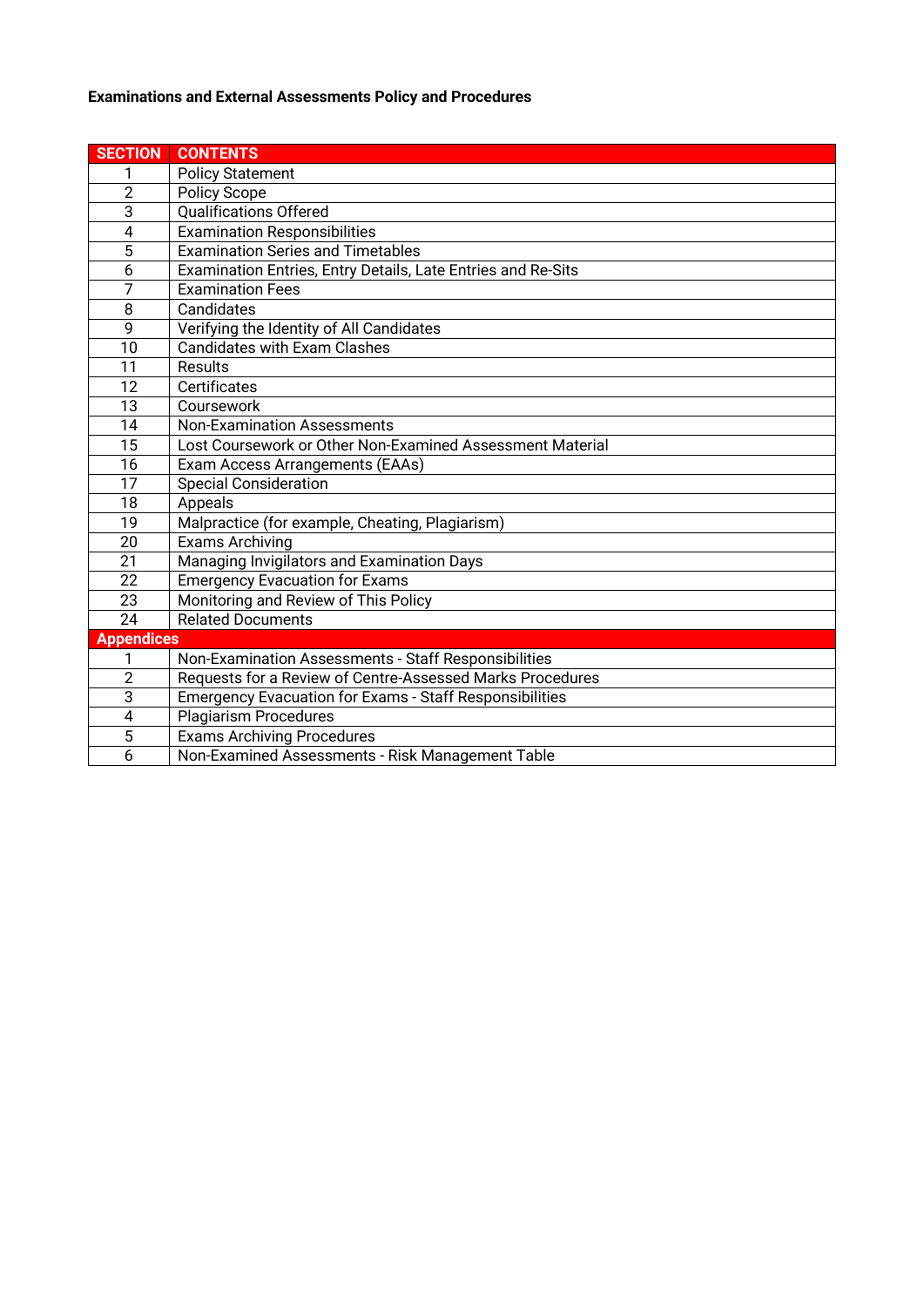**Examinations and External Assessments Policy and Procedures**

| SECTION | CONTENTS |
|---|---|
| 1 | Policy Statement |
| 2 | Policy Scope |
| 3 | Qualifications Offered |
| 4 | Examination Responsibilities |
| 5 | Examination Series and Timetables |
| 6 | Examination Entries, Entry Details, Late Entries and Re-Sits |
| 7 | Examination Fees |
| 8 | Candidates |
| 9 | Verifying the Identity of All Candidates |
| 10 | Candidates with Exam Clashes |
| 11 | Results |
| 12 | Certificates |
| 13 | Coursework |
| 14 | Non-Examination Assessments |
| 15 | Lost Coursework or Other Non-Examined Assessment Material |
| 16 | Exam Access Arrangements (EAAs) |
| 17 | Special Consideration |
| 18 | Appeals |
| 19 | Malpractice (for example, Cheating, Plagiarism) |
| 20 | Exams Archiving |
| 21 | Managing Invigilators and Examination Days |
| 22 | Emergency Evacuation for Exams |
| 23 | Monitoring and Review of This Policy |
| 24 | Related Documents |
| **Appendices** | |
| 1 | Non-Examination Assessments - Staff Responsibilities |
| 2 | Requests for a Review of Centre-Assessed Marks Procedures |
| 3 | Emergency Evacuation for Exams - Staff Responsibilities |
| 4 | Plagiarism Procedures |
| 5 | Exams Archiving Procedures |
| 6 | Non-Examined Assessments - Risk Management Table |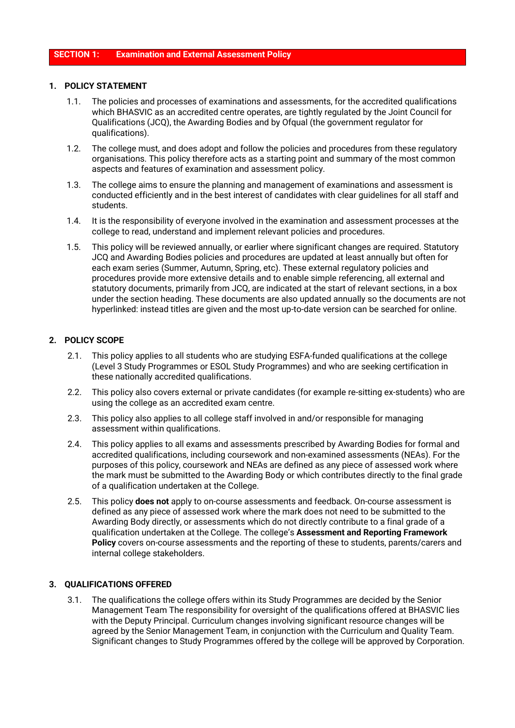# SECTION 1: Examination and External Assessment Policy

## 1. POLICY STATEMENT

1.1. The policies and processes of examinations and assessments, for the accredited qualifications which BHASVIC as an accredited centre operates, are tightly regulated by the Joint Council for Qualifications (JCQ), the Awarding Bodies and by Ofqual (the government regulator for qualifications).

1.2. The college must, and does adopt and follow the policies and procedures from these regulatory organisations. This policy therefore acts as a starting point and summary of the most common aspects and features of examination and assessment policy.

1.3. The college aims to ensure the planning and management of examinations and assessment is conducted efficiently and in the best interest of candidates with clear guidelines for all staff and students.

1.4. It is the responsibility of everyone involved in the examination and assessment processes at the college to read, understand and implement relevant policies and procedures.

1.5. This policy will be reviewed annually, or earlier where significant changes are required. Statutory JCQ and Awarding Bodies policies and procedures are updated at least annually but often for each exam series (Summer, Autumn, Spring, etc). These external regulatory policies and procedures provide more extensive details and to enable simple referencing, all external and statutory documents, primarily from JCQ, are indicated at the start of relevant sections, in a box under the section heading. These documents are also updated annually so the documents are not hyperlinked: instead titles are given and the most up-to-date version can be searched for online.

## 2. POLICY SCOPE

2.1. This policy applies to all students who are studying ESFA-funded qualifications at the college (Level 3 Study Programmes or ESOL Study Programmes) and who are seeking certification in these nationally accredited qualifications.

2.2. This policy also covers external or private candidates (for example re-sitting ex-students) who are using the college as an accredited exam centre.

2.3. This policy also applies to all college staff involved in and/or responsible for managing assessment within qualifications.

2.4. This policy applies to all exams and assessments prescribed by Awarding Bodies for formal and accredited qualifications, including coursework and non-examined assessments (NEAs). For the purposes of this policy, coursework and NEAs are defined as any piece of assessed work where the mark must be submitted to the Awarding Body or which contributes directly to the final grade of a qualification undertaken at the College.

2.5. This policy **does not** apply to on-course assessments and feedback. On-course assessment is defined as any piece of assessed work where the mark does not need to be submitted to the Awarding Body directly, or assessments which do not directly contribute to a final grade of a qualification undertaken at the College. The college's **Assessment and Reporting Framework Policy** covers on-course assessments and the reporting of these to students, parents/carers and internal college stakeholders.

## 3. QUALIFICATIONS OFFERED

3.1. The qualifications the college offers within its Study Programmes are decided by the Senior Management Team The responsibility for oversight of the qualifications offered at BHASVIC lies with the Deputy Principal. Curriculum changes involving significant resource changes will be agreed by the Senior Management Team, in conjunction with the Curriculum and Quality Team. Significant changes to Study Programmes offered by the college will be approved by Corporation.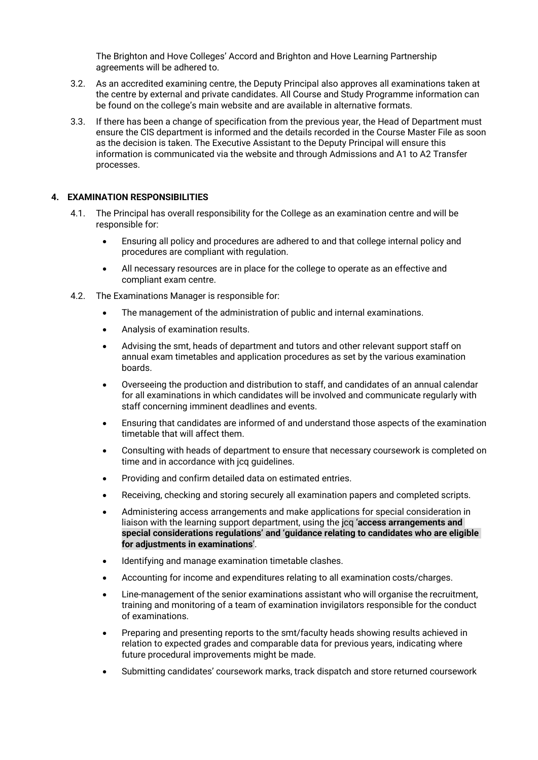The Brighton and Hove Colleges' Accord and Brighton and Hove Learning Partnership agreements will be adhered to.

3.2. As an accredited examining centre, the Deputy Principal also approves all examinations taken at the centre by external and private candidates. All Course and Study Programme information can be found on the college's main website and are available in alternative formats.

3.3. If there has been a change of specification from the previous year, the Head of Department must ensure the CIS department is informed and the details recorded in the Course Master File as soon as the decision is taken. The Executive Assistant to the Deputy Principal will ensure this information is communicated via the website and through Admissions and A1 to A2 Transfer processes.

## 4. EXAMINATION RESPONSIBILITIES

4.1. The Principal has overall responsibility for the College as an examination centre and will be responsible for:

- Ensuring all policy and procedures are adhered to and that college internal policy and procedures are compliant with regulation.
- All necessary resources are in place for the college to operate as an effective and compliant exam centre.

4.2. The Examinations Manager is responsible for:

- The management of the administration of public and internal examinations.
- Analysis of examination results.
- Advising the smt, heads of department and tutors and other relevant support staff on annual exam timetables and application procedures as set by the various examination boards.
- Overseeing the production and distribution to staff, and candidates of an annual calendar for all examinations in which candidates will be involved and communicate regularly with staff concerning imminent deadlines and events.
- Ensuring that candidates are informed of and understand those aspects of the examination timetable that will affect them.
- Consulting with heads of department to ensure that necessary coursework is completed on time and in accordance with jcq guidelines.
- Providing and confirm detailed data on estimated entries.
- Receiving, checking and storing securely all examination papers and completed scripts.
- Administering access arrangements and make applications for special consideration in liaison with the learning support department, using the jcq **'access arrangements and special considerations regulations' and 'guidance relating to candidates who are eligible for adjustments in examinations**'.
- Identifying and manage examination timetable clashes.
- Accounting for income and expenditures relating to all examination costs/charges.
- Line-management of the senior examinations assistant who will organise the recruitment, training and monitoring of a team of examination invigilators responsible for the conduct of examinations.
- Preparing and presenting reports to the smt/faculty heads showing results achieved in relation to expected grades and comparable data for previous years, indicating where future procedural improvements might be made.
- Submitting candidates' coursework marks, track dispatch and store returned coursework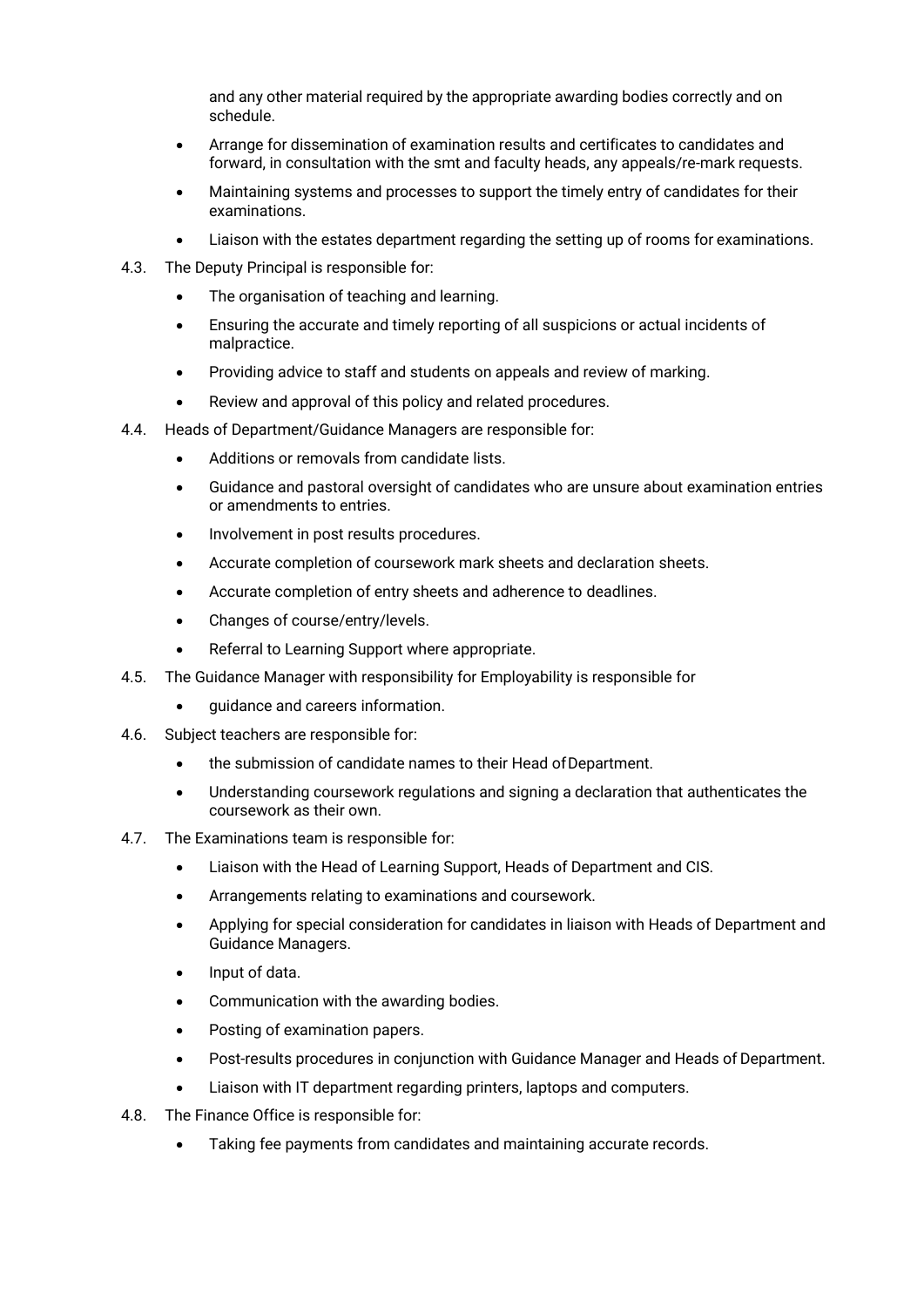and any other material required by the appropriate awarding bodies correctly and on schedule.

- Arrange for dissemination of examination results and certificates to candidates and forward, in consultation with the smt and faculty heads, any appeals/re-mark requests.
- Maintaining systems and processes to support the timely entry of candidates for their examinations.
- Liaison with the estates department regarding the setting up of rooms for examinations.

4.3. The Deputy Principal is responsible for:

- The organisation of teaching and learning.
- Ensuring the accurate and timely reporting of all suspicions or actual incidents of malpractice.
- Providing advice to staff and students on appeals and review of marking.
- Review and approval of this policy and related procedures.

4.4. Heads of Department/Guidance Managers are responsible for:

- Additions or removals from candidate lists.
- Guidance and pastoral oversight of candidates who are unsure about examination entries or amendments to entries.
- Involvement in post results procedures.
- Accurate completion of coursework mark sheets and declaration sheets.
- Accurate completion of entry sheets and adherence to deadlines.
- Changes of course/entry/levels.
- Referral to Learning Support where appropriate.

4.5. The Guidance Manager with responsibility for Employability is responsible for

- guidance and careers information.

4.6. Subject teachers are responsible for:

- the submission of candidate names to their Head of Department.
- Understanding coursework regulations and signing a declaration that authenticates the coursework as their own.

4.7. The Examinations team is responsible for:

- Liaison with the Head of Learning Support, Heads of Department and CIS.
- Arrangements relating to examinations and coursework.
- Applying for special consideration for candidates in liaison with Heads of Department and Guidance Managers.
- Input of data.
- Communication with the awarding bodies.
- Posting of examination papers.
- Post-results procedures in conjunction with Guidance Manager and Heads of Department.
- Liaison with IT department regarding printers, laptops and computers.

4.8. The Finance Office is responsible for:

- Taking fee payments from candidates and maintaining accurate records.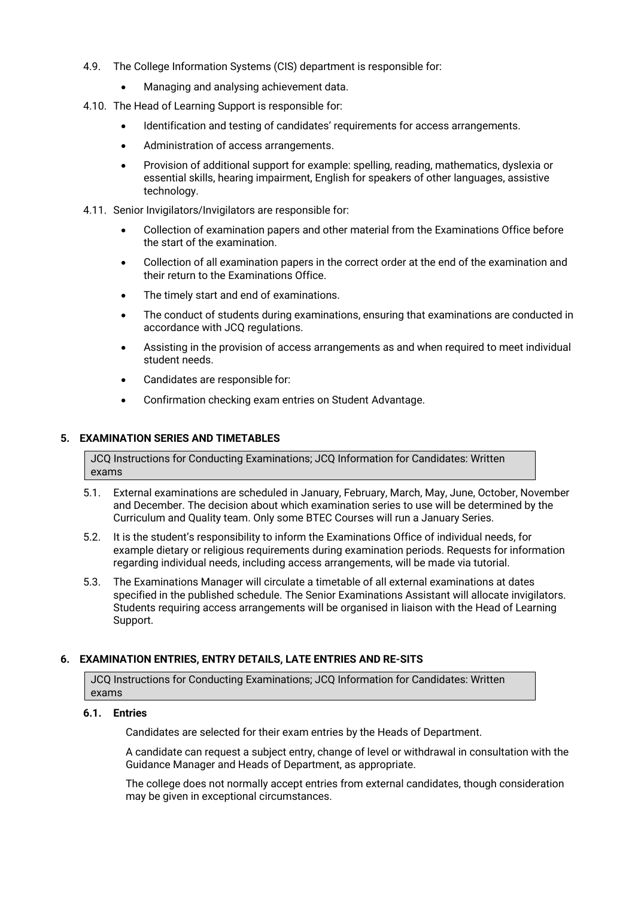4.9. The College Information Systems (CIS) department is responsible for:

- Managing and analysing achievement data.

4.10. The Head of Learning Support is responsible for:

- Identification and testing of candidates' requirements for access arrangements.
- Administration of access arrangements.
- Provision of additional support for example: spelling, reading, mathematics, dyslexia or essential skills, hearing impairment, English for speakers of other languages, assistive technology.

4.11. Senior Invigilators/Invigilators are responsible for:

- Collection of examination papers and other material from the Examinations Office before the start of the examination.
- Collection of all examination papers in the correct order at the end of the examination and their return to the Examinations Office.
- The timely start and end of examinations.
- The conduct of students during examinations, ensuring that examinations are conducted in accordance with JCQ regulations.
- Assisting in the provision of access arrangements as and when required to meet individual student needs.
- Candidates are responsible for:
- Confirmation checking exam entries on Student Advantage.

## 5. EXAMINATION SERIES AND TIMETABLES

JCQ Instructions for Conducting Examinations; JCQ Information for Candidates: Written exams

5.1. External examinations are scheduled in January, February, March, May, June, October, November and December. The decision about which examination series to use will be determined by the Curriculum and Quality team. Only some BTEC Courses will run a January Series.

5.2. It is the student's responsibility to inform the Examinations Office of individual needs, for example dietary or religious requirements during examination periods. Requests for information regarding individual needs, including access arrangements, will be made via tutorial.

5.3. The Examinations Manager will circulate a timetable of all external examinations at dates specified in the published schedule. The Senior Examinations Assistant will allocate invigilators. Students requiring access arrangements will be organised in liaison with the Head of Learning Support.

## 6. EXAMINATION ENTRIES, ENTRY DETAILS, LATE ENTRIES AND RE-SITS

JCQ Instructions for Conducting Examinations; JCQ Information for Candidates: Written exams

### 6.1. Entries

Candidates are selected for their exam entries by the Heads of Department.

A candidate can request a subject entry, change of level or withdrawal in consultation with the Guidance Manager and Heads of Department, as appropriate.

The college does not normally accept entries from external candidates, though consideration may be given in exceptional circumstances.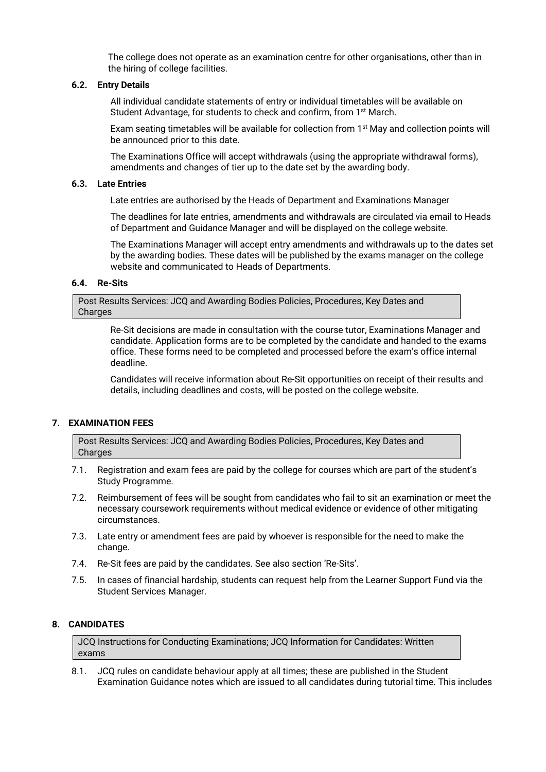The college does not operate as an examination centre for other organisations, other than in the hiring of college facilities.

### 6.2. Entry Details

All individual candidate statements of entry or individual timetables will be available on Student Advantage, for students to check and confirm, from 1st March.

Exam seating timetables will be available for collection from 1st May and collection points will be announced prior to this date.

The Examinations Office will accept withdrawals (using the appropriate withdrawal forms), amendments and changes of tier up to the date set by the awarding body.

### 6.3. Late Entries

Late entries are authorised by the Heads of Department and Examinations Manager

The deadlines for late entries, amendments and withdrawals are circulated via email to Heads of Department and Guidance Manager and will be displayed on the college website.

The Examinations Manager will accept entry amendments and withdrawals up to the dates set by the awarding bodies. These dates will be published by the exams manager on the college website and communicated to Heads of Departments.

### 6.4. Re-Sits

> Post Results Services: JCQ and Awarding Bodies Policies, Procedures, Key Dates and Charges

Re-Sit decisions are made in consultation with the course tutor, Examinations Manager and candidate. Application forms are to be completed by the candidate and handed to the exams office. These forms need to be completed and processed before the exam's office internal deadline.

Candidates will receive information about Re-Sit opportunities on receipt of their results and details, including deadlines and costs, will be posted on the college website.

## 7. EXAMINATION FEES

> Post Results Services: JCQ and Awarding Bodies Policies, Procedures, Key Dates and Charges

7.1. Registration and exam fees are paid by the college for courses which are part of the student's Study Programme.

7.2. Reimbursement of fees will be sought from candidates who fail to sit an examination or meet the necessary coursework requirements without medical evidence or evidence of other mitigating circumstances.

7.3. Late entry or amendment fees are paid by whoever is responsible for the need to make the change.

7.4. Re-Sit fees are paid by the candidates. See also section 'Re-Sits'.

7.5. In cases of financial hardship, students can request help from the Learner Support Fund via the Student Services Manager.

## 8. CANDIDATES

> JCQ Instructions for Conducting Examinations; JCQ Information for Candidates: Written exams

8.1. JCQ rules on candidate behaviour apply at all times; these are published in the Student Examination Guidance notes which are issued to all candidates during tutorial time. This includes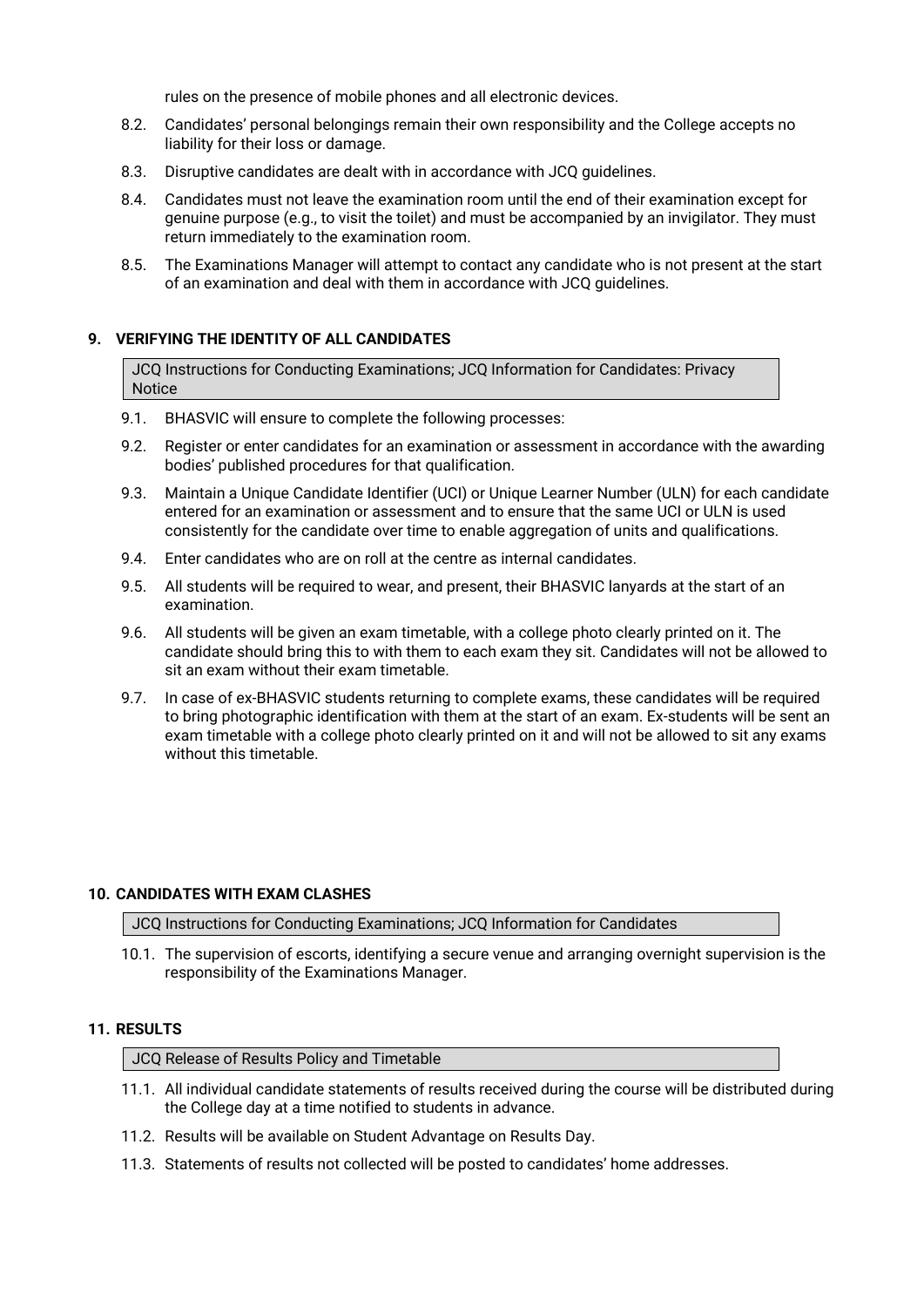rules on the presence of mobile phones and all electronic devices.

8.2. Candidates' personal belongings remain their own responsibility and the College accepts no liability for their loss or damage.

8.3. Disruptive candidates are dealt with in accordance with JCQ guidelines.

8.4. Candidates must not leave the examination room until the end of their examination except for genuine purpose (e.g., to visit the toilet) and must be accompanied by an invigilator. They must return immediately to the examination room.

8.5. The Examinations Manager will attempt to contact any candidate who is not present at the start of an examination and deal with them in accordance with JCQ guidelines.

## 9. VERIFYING THE IDENTITY OF ALL CANDIDATES

JCQ Instructions for Conducting Examinations; JCQ Information for Candidates: Privacy Notice

9.1. BHASVIC will ensure to complete the following processes:

9.2. Register or enter candidates for an examination or assessment in accordance with the awarding bodies' published procedures for that qualification.

9.3. Maintain a Unique Candidate Identifier (UCI) or Unique Learner Number (ULN) for each candidate entered for an examination or assessment and to ensure that the same UCI or ULN is used consistently for the candidate over time to enable aggregation of units and qualifications.

9.4. Enter candidates who are on roll at the centre as internal candidates.

9.5. All students will be required to wear, and present, their BHASVIC lanyards at the start of an examination.

9.6. All students will be given an exam timetable, with a college photo clearly printed on it. The candidate should bring this to with them to each exam they sit. Candidates will not be allowed to sit an exam without their exam timetable.

9.7. In case of ex-BHASVIC students returning to complete exams, these candidates will be required to bring photographic identification with them at the start of an exam. Ex-students will be sent an exam timetable with a college photo clearly printed on it and will not be allowed to sit any exams without this timetable.

## 10. CANDIDATES WITH EXAM CLASHES

JCQ Instructions for Conducting Examinations; JCQ Information for Candidates

10.1. The supervision of escorts, identifying a secure venue and arranging overnight supervision is the responsibility of the Examinations Manager.

## 11. RESULTS

JCQ Release of Results Policy and Timetable

11.1. All individual candidate statements of results received during the course will be distributed during the College day at a time notified to students in advance.

11.2. Results will be available on Student Advantage on Results Day.

11.3. Statements of results not collected will be posted to candidates' home addresses.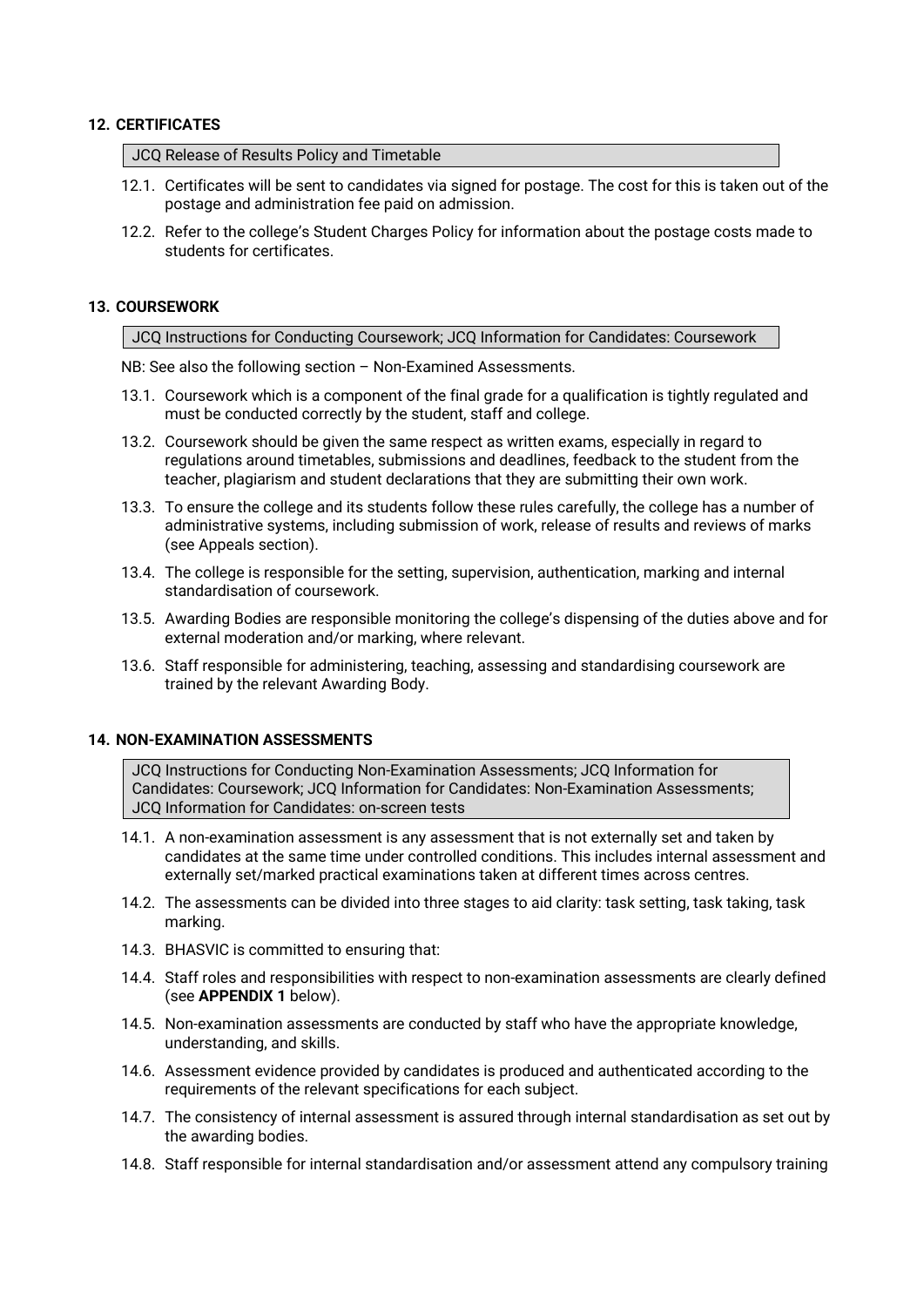## 12. CERTIFICATES

JCQ Release of Results Policy and Timetable

12.1. Certificates will be sent to candidates via signed for postage. The cost for this is taken out of the postage and administration fee paid on admission.

12.2. Refer to the college's Student Charges Policy for information about the postage costs made to students for certificates.

## 13. COURSEWORK

JCQ Instructions for Conducting Coursework; JCQ Information for Candidates: Coursework

NB: See also the following section – Non-Examined Assessments.

13.1. Coursework which is a component of the final grade for a qualification is tightly regulated and must be conducted correctly by the student, staff and college.

13.2. Coursework should be given the same respect as written exams, especially in regard to regulations around timetables, submissions and deadlines, feedback to the student from the teacher, plagiarism and student declarations that they are submitting their own work.

13.3. To ensure the college and its students follow these rules carefully, the college has a number of administrative systems, including submission of work, release of results and reviews of marks (see Appeals section).

13.4. The college is responsible for the setting, supervision, authentication, marking and internal standardisation of coursework.

13.5. Awarding Bodies are responsible monitoring the college's dispensing of the duties above and for external moderation and/or marking, where relevant.

13.6. Staff responsible for administering, teaching, assessing and standardising coursework are trained by the relevant Awarding Body.

## 14. NON-EXAMINATION ASSESSMENTS

JCQ Instructions for Conducting Non-Examination Assessments; JCQ Information for Candidates: Coursework; JCQ Information for Candidates: Non-Examination Assessments; JCQ Information for Candidates: on-screen tests

14.1. A non-examination assessment is any assessment that is not externally set and taken by candidates at the same time under controlled conditions. This includes internal assessment and externally set/marked practical examinations taken at different times across centres.

14.2. The assessments can be divided into three stages to aid clarity: task setting, task taking, task marking.

14.3. BHASVIC is committed to ensuring that:

14.4. Staff roles and responsibilities with respect to non-examination assessments are clearly defined (see **APPENDIX 1** below).

14.5. Non-examination assessments are conducted by staff who have the appropriate knowledge, understanding, and skills.

14.6. Assessment evidence provided by candidates is produced and authenticated according to the requirements of the relevant specifications for each subject.

14.7. The consistency of internal assessment is assured through internal standardisation as set out by the awarding bodies.

14.8. Staff responsible for internal standardisation and/or assessment attend any compulsory training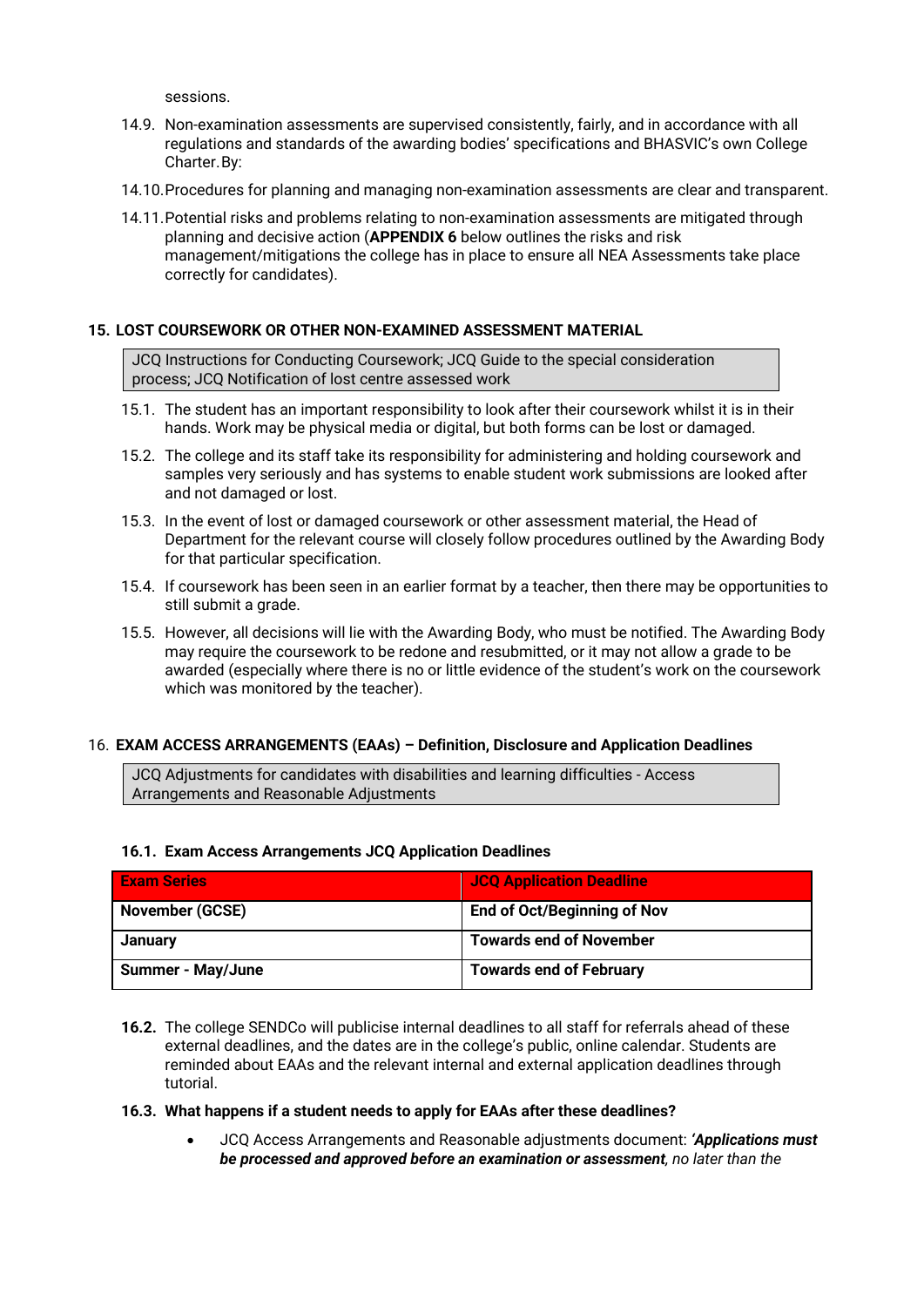sessions.

14.9. Non-examination assessments are supervised consistently, fairly, and in accordance with all regulations and standards of the awarding bodies' specifications and BHASVIC's own College Charter. By:

14.10. Procedures for planning and managing non-examination assessments are clear and transparent.

14.11. Potential risks and problems relating to non-examination assessments are mitigated through planning and decisive action (**APPENDIX 6** below outlines the risks and risk management/mitigations the college has in place to ensure all NEA Assessments take place correctly for candidates).

## 15. LOST COURSEWORK OR OTHER NON-EXAMINED ASSESSMENT MATERIAL

| JCQ Instructions for Conducting Coursework; JCQ Guide to the special consideration process; JCQ Notification of lost centre assessed work |
|---|

15.1. The student has an important responsibility to look after their coursework whilst it is in their hands. Work may be physical media or digital, but both forms can be lost or damaged.

15.2. The college and its staff take its responsibility for administering and holding coursework and samples very seriously and has systems to enable student work submissions are looked after and not damaged or lost.

15.3. In the event of lost or damaged coursework or other assessment material, the Head of Department for the relevant course will closely follow procedures outlined by the Awarding Body for that particular specification.

15.4. If coursework has been seen in an earlier format by a teacher, then there may be opportunities to still submit a grade.

15.5. However, all decisions will lie with the Awarding Body, who must be notified. The Awarding Body may require the coursework to be redone and resubmitted, or it may not allow a grade to be awarded (especially where there is no or little evidence of the student's work on the coursework which was monitored by the teacher).

## 16. EXAM ACCESS ARRANGEMENTS (EAAs) – Definition, Disclosure and Application Deadlines

| JCQ Adjustments for candidates with disabilities and learning difficulties - Access Arrangements and Reasonable Adjustments |
|---|

### 16.1. Exam Access Arrangements JCQ Application Deadlines

| Exam Series | JCQ Application Deadline |
|---|---|
| **November (GCSE)** | **End of Oct/Beginning of Nov** |
| **January** | **Towards end of November** |
| **Summer - May/June** | **Towards end of February** |

**16.2.** The college SENDCo will publicise internal deadlines to all staff for referrals ahead of these external deadlines, and the dates are in the college's public, online calendar. Students are reminded about EAAs and the relevant internal and external application deadlines through tutorial.

**16.3. What happens if a student needs to apply for EAAs after these deadlines?**

- JCQ Access Arrangements and Reasonable adjustments document: ***'Applications must be processed and approved before an examination or assessment**, no later than the*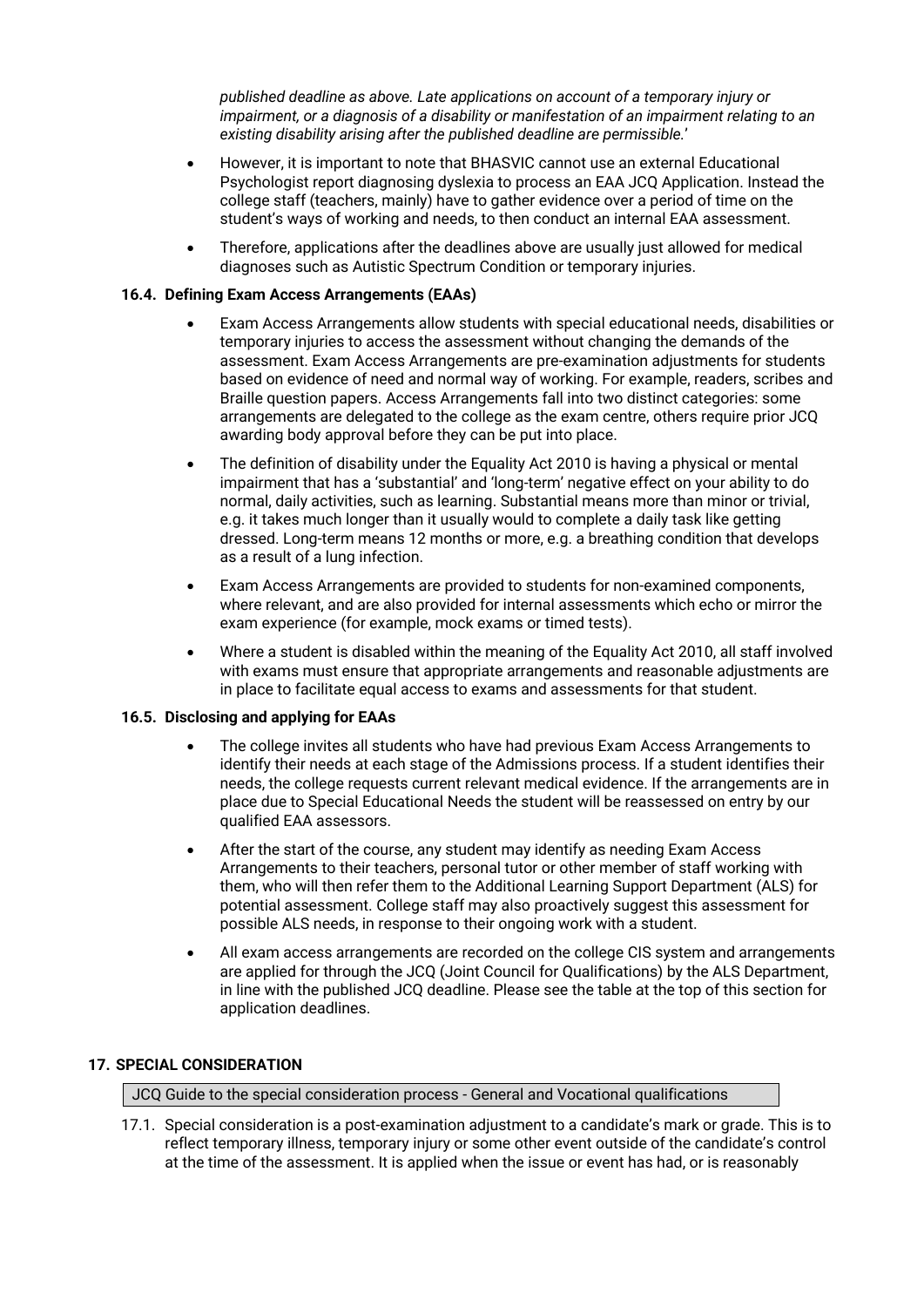*published deadline as above. Late applications on account of a temporary injury or impairment, or a diagnosis of a disability or manifestation of an impairment relating to an existing disability arising after the published deadline are permissible.'*

- However, it is important to note that BHASVIC cannot use an external Educational Psychologist report diagnosing dyslexia to process an EAA JCQ Application. Instead the college staff (teachers, mainly) have to gather evidence over a period of time on the student's ways of working and needs, to then conduct an internal EAA assessment.
- Therefore, applications after the deadlines above are usually just allowed for medical diagnoses such as Autistic Spectrum Condition or temporary injuries.

### 16.4. Defining Exam Access Arrangements (EAAs)

- Exam Access Arrangements allow students with special educational needs, disabilities or temporary injuries to access the assessment without changing the demands of the assessment. Exam Access Arrangements are pre-examination adjustments for students based on evidence of need and normal way of working. For example, readers, scribes and Braille question papers. Access Arrangements fall into two distinct categories: some arrangements are delegated to the college as the exam centre, others require prior JCQ awarding body approval before they can be put into place.
- The definition of disability under the Equality Act 2010 is having a physical or mental impairment that has a 'substantial' and 'long-term' negative effect on your ability to do normal, daily activities, such as learning. Substantial means more than minor or trivial, e.g. it takes much longer than it usually would to complete a daily task like getting dressed. Long-term means 12 months or more, e.g. a breathing condition that develops as a result of a lung infection.
- Exam Access Arrangements are provided to students for non-examined components, where relevant, and are also provided for internal assessments which echo or mirror the exam experience (for example, mock exams or timed tests).
- Where a student is disabled within the meaning of the Equality Act 2010, all staff involved with exams must ensure that appropriate arrangements and reasonable adjustments are in place to facilitate equal access to exams and assessments for that student.

### 16.5. Disclosing and applying for EAAs

- The college invites all students who have had previous Exam Access Arrangements to identify their needs at each stage of the Admissions process. If a student identifies their needs, the college requests current relevant medical evidence. If the arrangements are in place due to Special Educational Needs the student will be reassessed on entry by our qualified EAA assessors.
- After the start of the course, any student may identify as needing Exam Access Arrangements to their teachers, personal tutor or other member of staff working with them, who will then refer them to the Additional Learning Support Department (ALS) for potential assessment. College staff may also proactively suggest this assessment for possible ALS needs, in response to their ongoing work with a student.
- All exam access arrangements are recorded on the college CIS system and arrangements are applied for through the JCQ (Joint Council for Qualifications) by the ALS Department, in line with the published JCQ deadline. Please see the table at the top of this section for application deadlines.

## 17. SPECIAL CONSIDERATION

JCQ Guide to the special consideration process - General and Vocational qualifications

17.1. Special consideration is a post-examination adjustment to a candidate's mark or grade. This is to reflect temporary illness, temporary injury or some other event outside of the candidate's control at the time of the assessment. It is applied when the issue or event has had, or is reasonably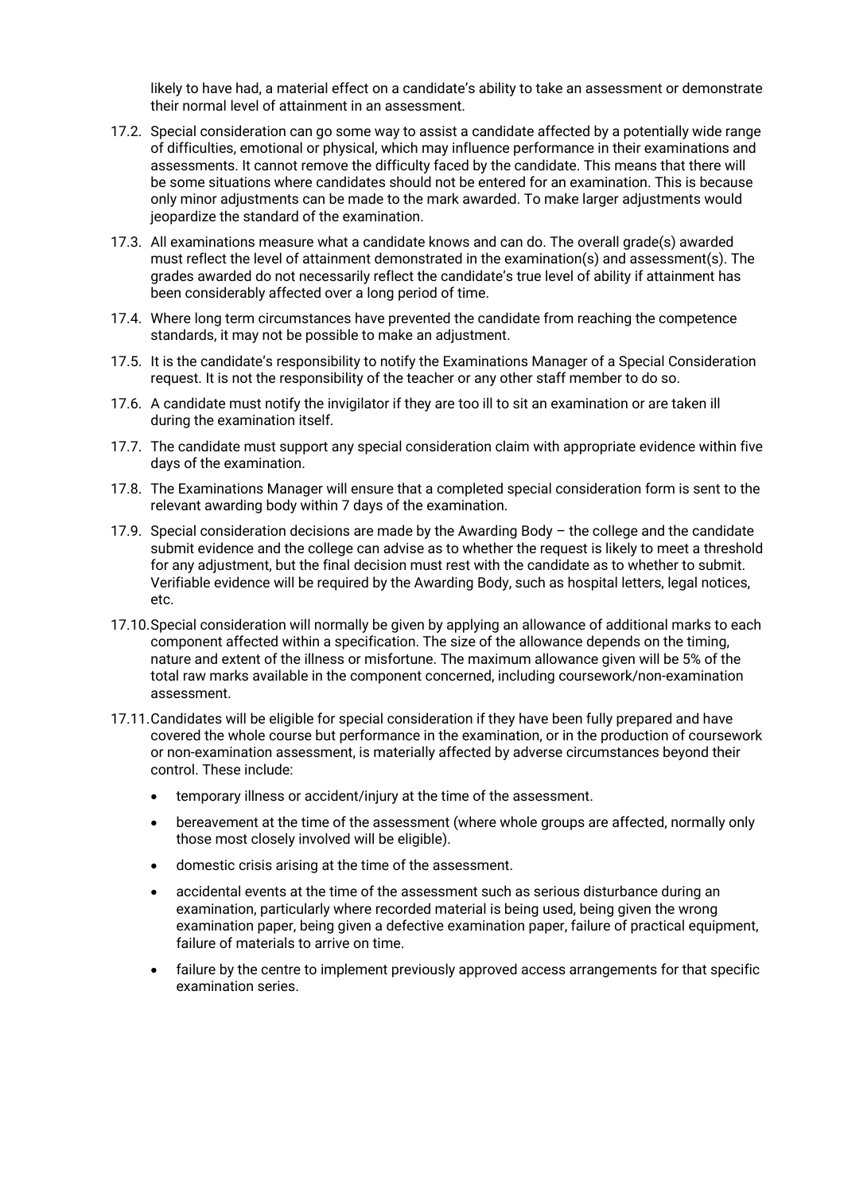likely to have had, a material effect on a candidate's ability to take an assessment or demonstrate their normal level of attainment in an assessment.

17.2. Special consideration can go some way to assist a candidate affected by a potentially wide range of difficulties, emotional or physical, which may influence performance in their examinations and assessments. It cannot remove the difficulty faced by the candidate. This means that there will be some situations where candidates should not be entered for an examination. This is because only minor adjustments can be made to the mark awarded. To make larger adjustments would jeopardize the standard of the examination.

17.3. All examinations measure what a candidate knows and can do. The overall grade(s) awarded must reflect the level of attainment demonstrated in the examination(s) and assessment(s). The grades awarded do not necessarily reflect the candidate's true level of ability if attainment has been considerably affected over a long period of time.

17.4. Where long term circumstances have prevented the candidate from reaching the competence standards, it may not be possible to make an adjustment.

17.5. It is the candidate's responsibility to notify the Examinations Manager of a Special Consideration request. It is not the responsibility of the teacher or any other staff member to do so.

17.6. A candidate must notify the invigilator if they are too ill to sit an examination or are taken ill during the examination itself.

17.7. The candidate must support any special consideration claim with appropriate evidence within five days of the examination.

17.8. The Examinations Manager will ensure that a completed special consideration form is sent to the relevant awarding body within 7 days of the examination.

17.9. Special consideration decisions are made by the Awarding Body – the college and the candidate submit evidence and the college can advise as to whether the request is likely to meet a threshold for any adjustment, but the final decision must rest with the candidate as to whether to submit. Verifiable evidence will be required by the Awarding Body, such as hospital letters, legal notices, etc.

17.10. Special consideration will normally be given by applying an allowance of additional marks to each component affected within a specification. The size of the allowance depends on the timing, nature and extent of the illness or misfortune. The maximum allowance given will be 5% of the total raw marks available in the component concerned, including coursework/non-examination assessment.

17.11. Candidates will be eligible for special consideration if they have been fully prepared and have covered the whole course but performance in the examination, or in the production of coursework or non-examination assessment, is materially affected by adverse circumstances beyond their control. These include:

- temporary illness or accident/injury at the time of the assessment.
- bereavement at the time of the assessment (where whole groups are affected, normally only those most closely involved will be eligible).
- domestic crisis arising at the time of the assessment.
- accidental events at the time of the assessment such as serious disturbance during an examination, particularly where recorded material is being used, being given the wrong examination paper, being given a defective examination paper, failure of practical equipment, failure of materials to arrive on time.
- failure by the centre to implement previously approved access arrangements for that specific examination series.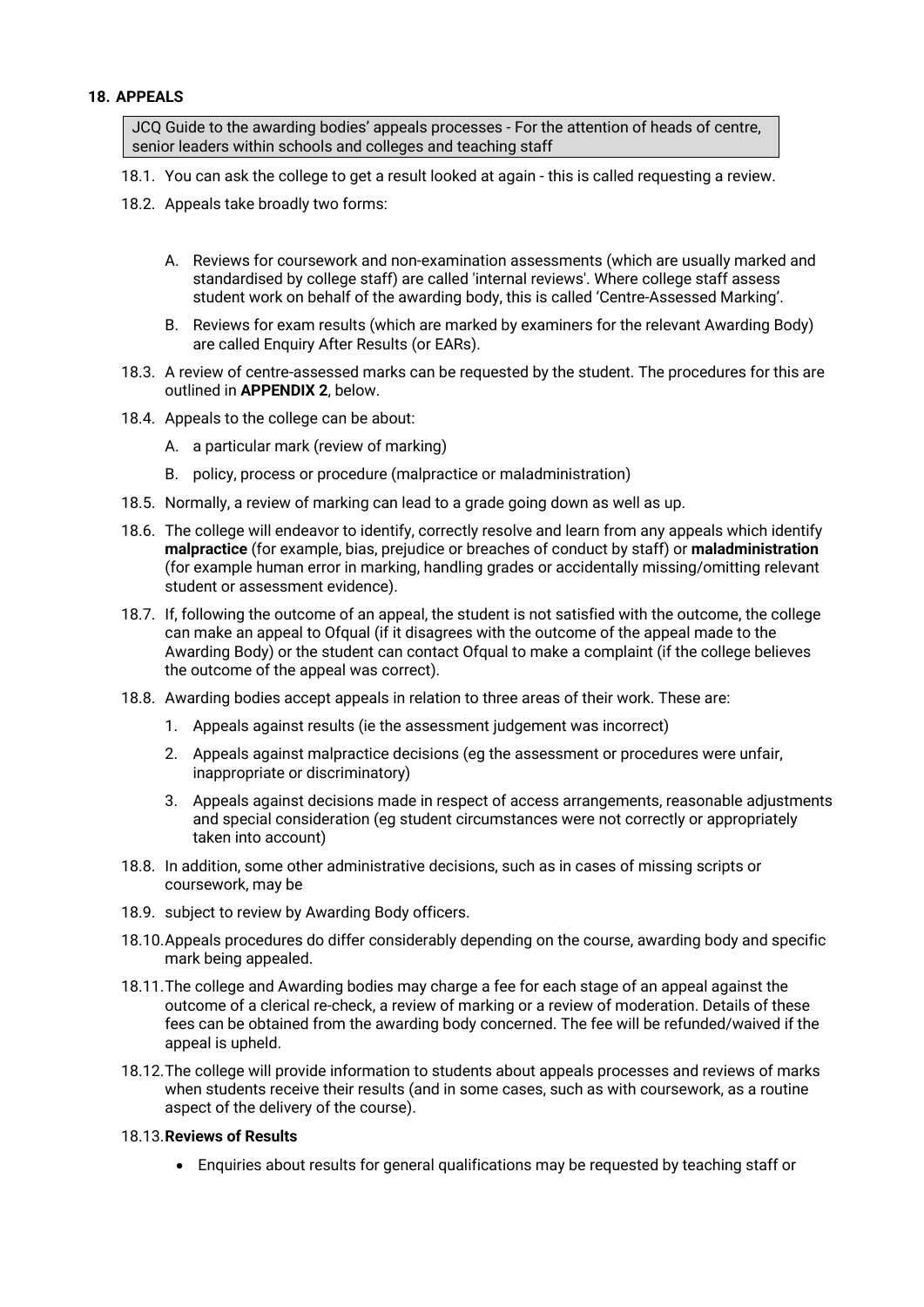**18. APPEALS**

JCQ Guide to the awarding bodies' appeals processes - For the attention of heads of centre, senior leaders within schools and colleges and teaching staff

18.1. You can ask the college to get a result looked at again - this is called requesting a review.

18.2. Appeals take broadly two forms:

A. Reviews for coursework and non-examination assessments (which are usually marked and standardised by college staff) are called 'internal reviews'. Where college staff assess student work on behalf of the awarding body, this is called 'Centre-Assessed Marking'.

B. Reviews for exam results (which are marked by examiners for the relevant Awarding Body) are called Enquiry After Results (or EARs).

18.3. A review of centre-assessed marks can be requested by the student. The procedures for this are outlined in **APPENDIX 2**, below.

18.4. Appeals to the college can be about:

A. a particular mark (review of marking)

B. policy, process or procedure (malpractice or maladministration)

18.5. Normally, a review of marking can lead to a grade going down as well as up.

18.6. The college will endeavor to identify, correctly resolve and learn from any appeals which identify **malpractice** (for example, bias, prejudice or breaches of conduct by staff) or **maladministration** (for example human error in marking, handling grades or accidentally missing/omitting relevant student or assessment evidence).

18.7. If, following the outcome of an appeal, the student is not satisfied with the outcome, the college can make an appeal to Ofqual (if it disagrees with the outcome of the appeal made to the Awarding Body) or the student can contact Ofqual to make a complaint (if the college believes the outcome of the appeal was correct).

18.8. Awarding bodies accept appeals in relation to three areas of their work. These are:

1. Appeals against results (ie the assessment judgement was incorrect)
2. Appeals against malpractice decisions (eg the assessment or procedures were unfair, inappropriate or discriminatory)
3. Appeals against decisions made in respect of access arrangements, reasonable adjustments and special consideration (eg student circumstances were not correctly or appropriately taken into account)

18.8. In addition, some other administrative decisions, such as in cases of missing scripts or coursework, may be

18.9. subject to review by Awarding Body officers.

18.10. Appeals procedures do differ considerably depending on the course, awarding body and specific mark being appealed.

18.11. The college and Awarding bodies may charge a fee for each stage of an appeal against the outcome of a clerical re-check, a review of marking or a review of moderation. Details of these fees can be obtained from the awarding body concerned. The fee will be refunded/waived if the appeal is upheld.

18.12. The college will provide information to students about appeals processes and reviews of marks when students receive their results (and in some cases, such as with coursework, as a routine aspect of the delivery of the course).

18.13. **Reviews of Results**

- Enquiries about results for general qualifications may be requested by teaching staff or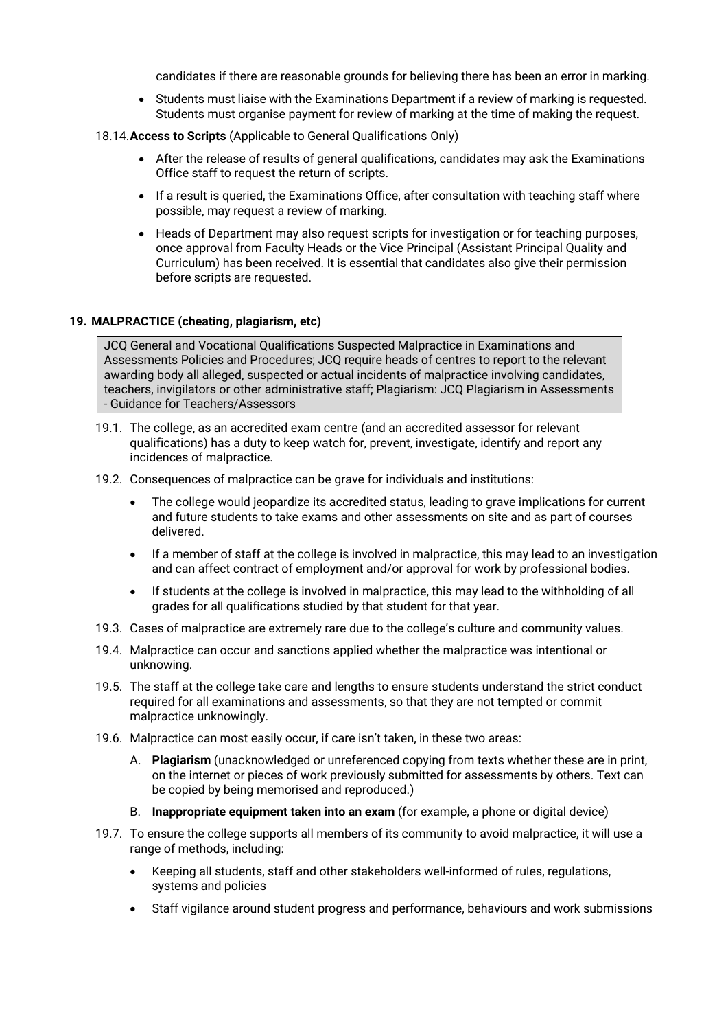candidates if there are reasonable grounds for believing there has been an error in marking.

- Students must liaise with the Examinations Department if a review of marking is requested. Students must organise payment for review of marking at the time of making the request.

18.14. **Access to Scripts** (Applicable to General Qualifications Only)

- After the release of results of general qualifications, candidates may ask the Examinations Office staff to request the return of scripts.
- If a result is queried, the Examinations Office, after consultation with teaching staff where possible, may request a review of marking.
- Heads of Department may also request scripts for investigation or for teaching purposes, once approval from Faculty Heads or the Vice Principal (Assistant Principal Quality and Curriculum) has been received. It is essential that candidates also give their permission before scripts are requested.

## 19. MALPRACTICE (cheating, plagiarism, etc)

> JCQ General and Vocational Qualifications Suspected Malpractice in Examinations and Assessments Policies and Procedures; JCQ require heads of centres to report to the relevant awarding body all alleged, suspected or actual incidents of malpractice involving candidates, teachers, invigilators or other administrative staff; Plagiarism: JCQ Plagiarism in Assessments - Guidance for Teachers/Assessors

19.1. The college, as an accredited exam centre (and an accredited assessor for relevant qualifications) has a duty to keep watch for, prevent, investigate, identify and report any incidences of malpractice.

19.2. Consequences of malpractice can be grave for individuals and institutions:

- The college would jeopardize its accredited status, leading to grave implications for current and future students to take exams and other assessments on site and as part of courses delivered.
- If a member of staff at the college is involved in malpractice, this may lead to an investigation and can affect contract of employment and/or approval for work by professional bodies.
- If students at the college is involved in malpractice, this may lead to the withholding of all grades for all qualifications studied by that student for that year.

19.3. Cases of malpractice are extremely rare due to the college's culture and community values.

19.4. Malpractice can occur and sanctions applied whether the malpractice was intentional or unknowing.

19.5. The staff at the college take care and lengths to ensure students understand the strict conduct required for all examinations and assessments, so that they are not tempted or commit malpractice unknowingly.

19.6. Malpractice can most easily occur, if care isn't taken, in these two areas:

A. **Plagiarism** (unacknowledged or unreferenced copying from texts whether these are in print, on the internet or pieces of work previously submitted for assessments by others. Text can be copied by being memorised and reproduced.)

B. **Inappropriate equipment taken into an exam** (for example, a phone or digital device)

19.7. To ensure the college supports all members of its community to avoid malpractice, it will use a range of methods, including:

- Keeping all students, staff and other stakeholders well-informed of rules, regulations, systems and policies
- Staff vigilance around student progress and performance, behaviours and work submissions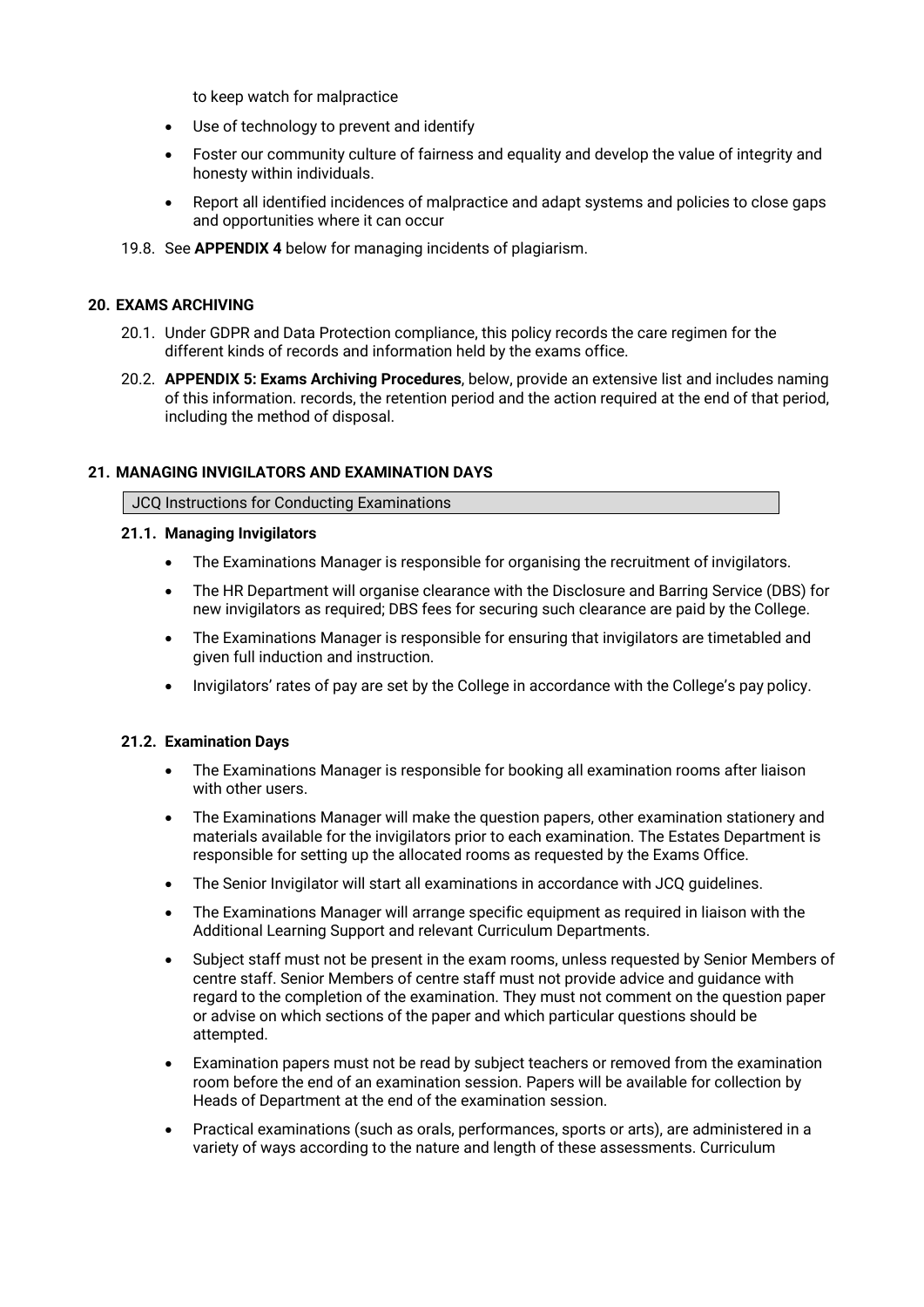to keep watch for malpractice

- Use of technology to prevent and identify
- Foster our community culture of fairness and equality and develop the value of integrity and honesty within individuals.
- Report all identified incidences of malpractice and adapt systems and policies to close gaps and opportunities where it can occur

19.8. See **APPENDIX 4** below for managing incidents of plagiarism.

## 20. EXAMS ARCHIVING

20.1. Under GDPR and Data Protection compliance, this policy records the care regimen for the different kinds of records and information held by the exams office.

20.2. **APPENDIX 5: Exams Archiving Procedures**, below, provide an extensive list and includes naming of this information. records, the retention period and the action required at the end of that period, including the method of disposal.

## 21. MANAGING INVIGILATORS AND EXAMINATION DAYS

JCQ Instructions for Conducting Examinations

### 21.1. Managing Invigilators

- The Examinations Manager is responsible for organising the recruitment of invigilators.
- The HR Department will organise clearance with the Disclosure and Barring Service (DBS) for new invigilators as required; DBS fees for securing such clearance are paid by the College.
- The Examinations Manager is responsible for ensuring that invigilators are timetabled and given full induction and instruction.
- Invigilators' rates of pay are set by the College in accordance with the College's pay policy.

### 21.2. Examination Days

- The Examinations Manager is responsible for booking all examination rooms after liaison with other users.
- The Examinations Manager will make the question papers, other examination stationery and materials available for the invigilators prior to each examination. The Estates Department is responsible for setting up the allocated rooms as requested by the Exams Office.
- The Senior Invigilator will start all examinations in accordance with JCQ guidelines.
- The Examinations Manager will arrange specific equipment as required in liaison with the Additional Learning Support and relevant Curriculum Departments.
- Subject staff must not be present in the exam rooms, unless requested by Senior Members of centre staff. Senior Members of centre staff must not provide advice and guidance with regard to the completion of the examination. They must not comment on the question paper or advise on which sections of the paper and which particular questions should be attempted.
- Examination papers must not be read by subject teachers or removed from the examination room before the end of an examination session. Papers will be available for collection by Heads of Department at the end of the examination session.
- Practical examinations (such as orals, performances, sports or arts), are administered in a variety of ways according to the nature and length of these assessments. Curriculum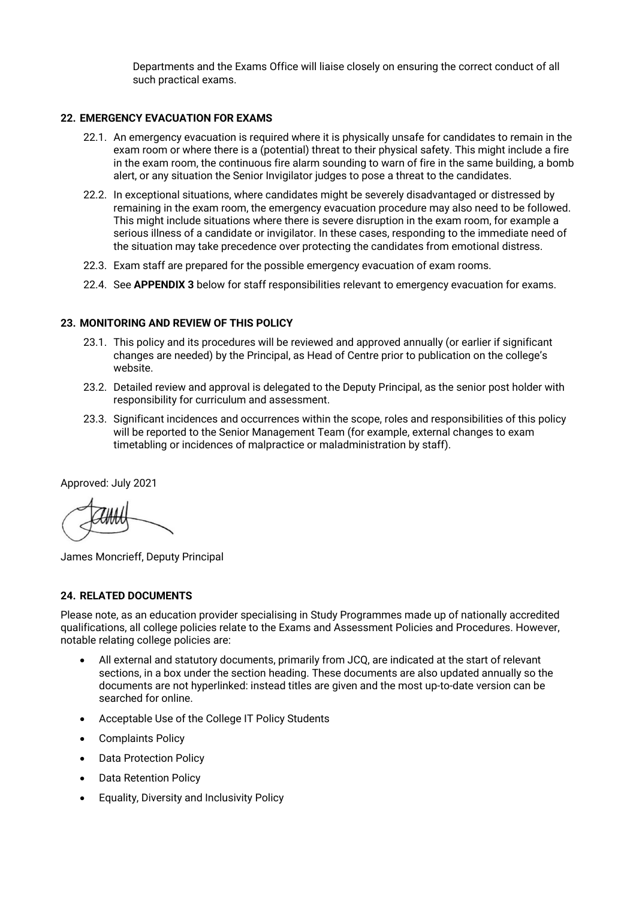Departments and the Exams Office will liaise closely on ensuring the correct conduct of all such practical exams.

## 22. EMERGENCY EVACUATION FOR EXAMS

22.1. An emergency evacuation is required where it is physically unsafe for candidates to remain in the exam room or where there is a (potential) threat to their physical safety. This might include a fire in the exam room, the continuous fire alarm sounding to warn of fire in the same building, a bomb alert, or any situation the Senior Invigilator judges to pose a threat to the candidates.

22.2. In exceptional situations, where candidates might be severely disadvantaged or distressed by remaining in the exam room, the emergency evacuation procedure may also need to be followed. This might include situations where there is severe disruption in the exam room, for example a serious illness of a candidate or invigilator. In these cases, responding to the immediate need of the situation may take precedence over protecting the candidates from emotional distress.

22.3. Exam staff are prepared for the possible emergency evacuation of exam rooms.

22.4. See **APPENDIX 3** below for staff responsibilities relevant to emergency evacuation for exams.

## 23. MONITORING AND REVIEW OF THIS POLICY

23.1. This policy and its procedures will be reviewed and approved annually (or earlier if significant changes are needed) by the Principal, as Head of Centre prior to publication on the college's website.

23.2. Detailed review and approval is delegated to the Deputy Principal, as the senior post holder with responsibility for curriculum and assessment.

23.3. Significant incidences and occurrences within the scope, roles and responsibilities of this policy will be reported to the Senior Management Team (for example, external changes to exam timetabling or incidences of malpractice or maladministration by staff).

Approved: July 2021

James Moncrieff, Deputy Principal

## 24. RELATED DOCUMENTS

Please note, as an education provider specialising in Study Programmes made up of nationally accredited qualifications, all college policies relate to the Exams and Assessment Policies and Procedures. However, notable relating college policies are:

- All external and statutory documents, primarily from JCQ, are indicated at the start of relevant sections, in a box under the section heading. These documents are also updated annually so the documents are not hyperlinked: instead titles are given and the most up-to-date version can be searched for online.
- Acceptable Use of the College IT Policy Students
- Complaints Policy
- Data Protection Policy
- Data Retention Policy
- Equality, Diversity and Inclusivity Policy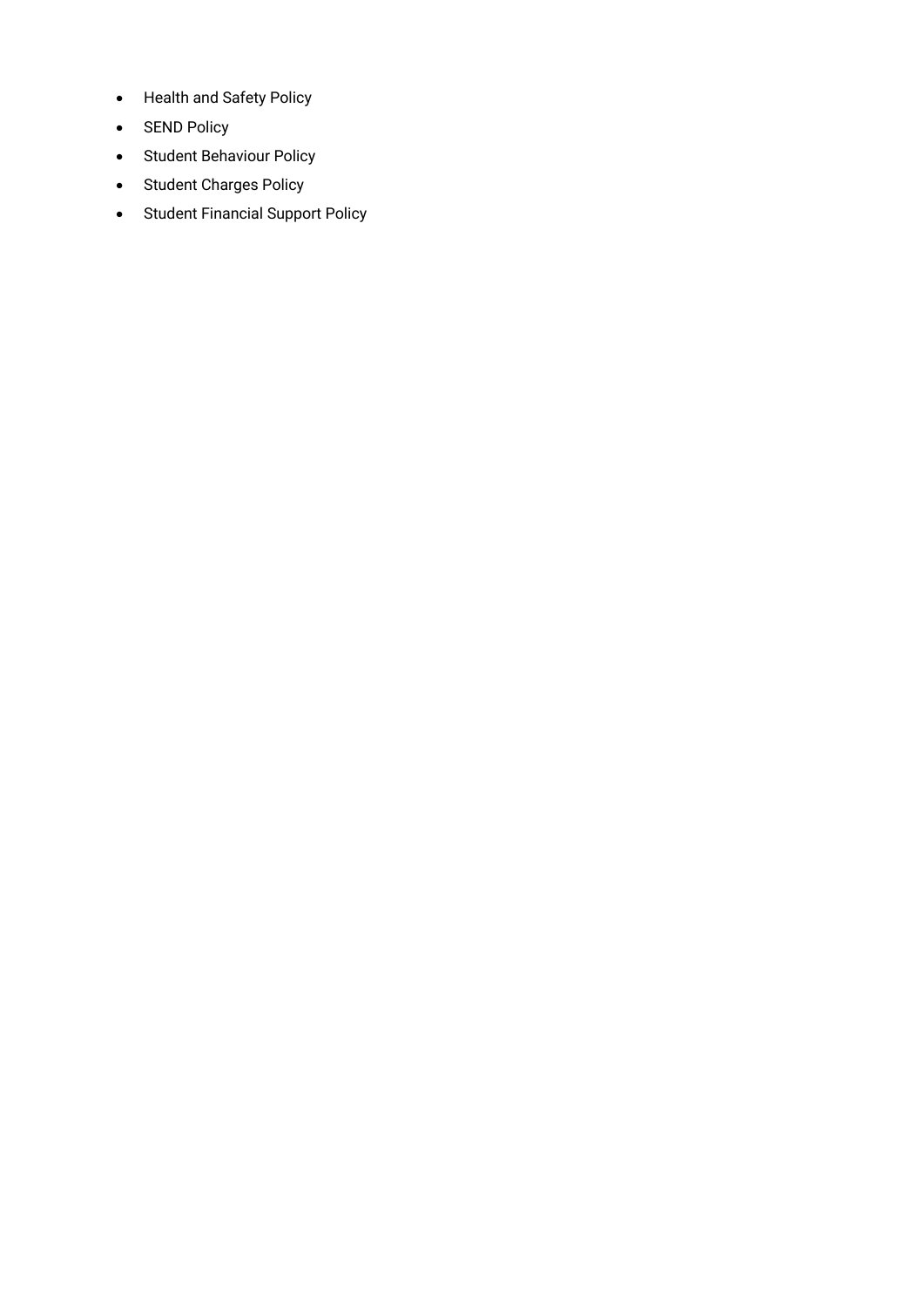- Health and Safety Policy
- SEND Policy
- Student Behaviour Policy
- Student Charges Policy
- Student Financial Support Policy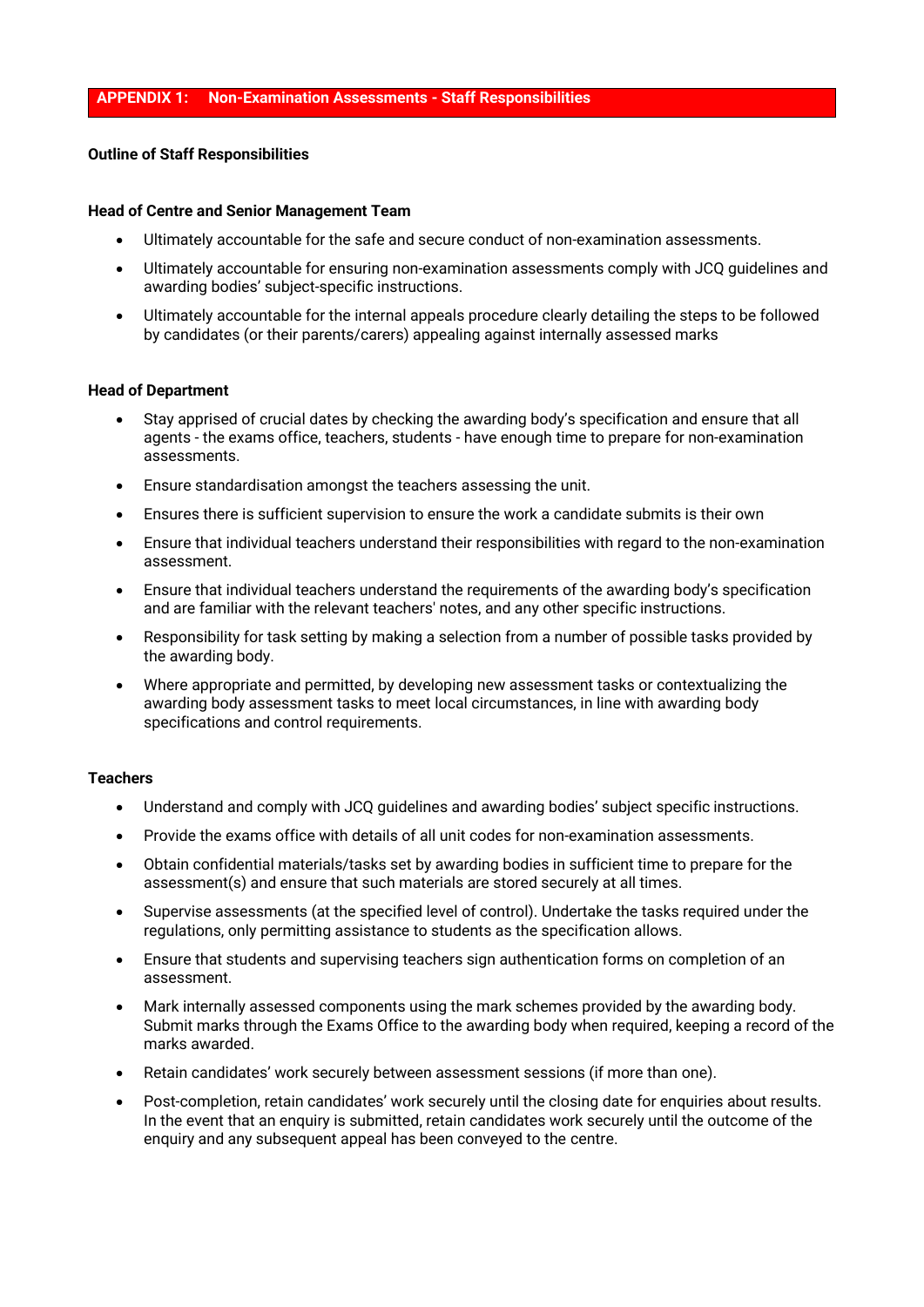## APPENDIX 1: Non-Examination Assessments - Staff Responsibilities

**Outline of Staff Responsibilities**

**Head of Centre and Senior Management Team**

- Ultimately accountable for the safe and secure conduct of non-examination assessments.
- Ultimately accountable for ensuring non-examination assessments comply with JCQ guidelines and awarding bodies' subject-specific instructions.
- Ultimately accountable for the internal appeals procedure clearly detailing the steps to be followed by candidates (or their parents/carers) appealing against internally assessed marks

**Head of Department**

- Stay apprised of crucial dates by checking the awarding body's specification and ensure that all agents - the exams office, teachers, students - have enough time to prepare for non-examination assessments.
- Ensure standardisation amongst the teachers assessing the unit.
- Ensures there is sufficient supervision to ensure the work a candidate submits is their own
- Ensure that individual teachers understand their responsibilities with regard to the non-examination assessment.
- Ensure that individual teachers understand the requirements of the awarding body's specification and are familiar with the relevant teachers' notes, and any other specific instructions.
- Responsibility for task setting by making a selection from a number of possible tasks provided by the awarding body.
- Where appropriate and permitted, by developing new assessment tasks or contextualizing the awarding body assessment tasks to meet local circumstances, in line with awarding body specifications and control requirements.

**Teachers**

- Understand and comply with JCQ guidelines and awarding bodies' subject specific instructions.
- Provide the exams office with details of all unit codes for non-examination assessments.
- Obtain confidential materials/tasks set by awarding bodies in sufficient time to prepare for the assessment(s) and ensure that such materials are stored securely at all times.
- Supervise assessments (at the specified level of control). Undertake the tasks required under the regulations, only permitting assistance to students as the specification allows.
- Ensure that students and supervising teachers sign authentication forms on completion of an assessment.
- Mark internally assessed components using the mark schemes provided by the awarding body. Submit marks through the Exams Office to the awarding body when required, keeping a record of the marks awarded.
- Retain candidates' work securely between assessment sessions (if more than one).
- Post-completion, retain candidates' work securely until the closing date for enquiries about results. In the event that an enquiry is submitted, retain candidates work securely until the outcome of the enquiry and any subsequent appeal has been conveyed to the centre.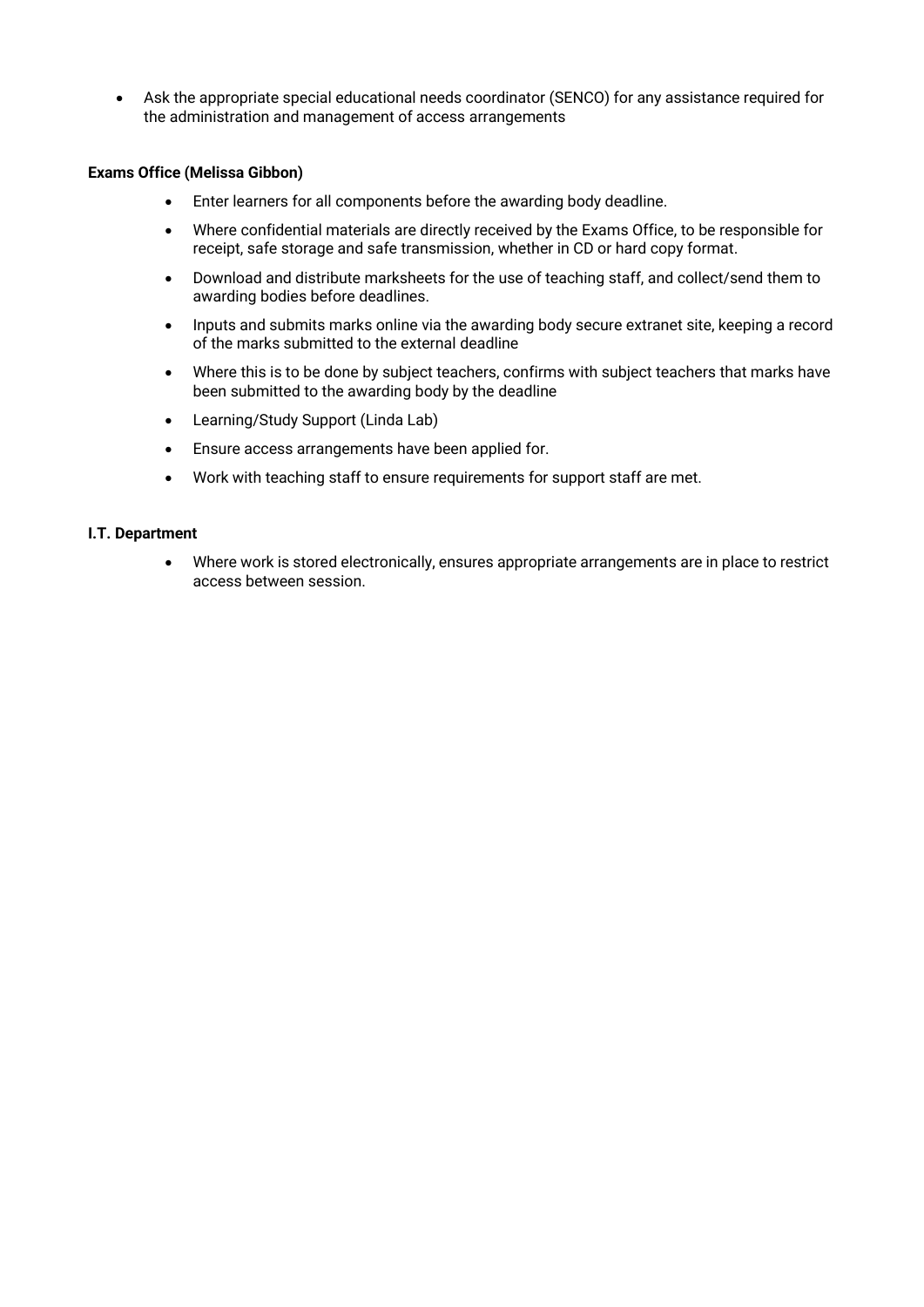- Ask the appropriate special educational needs coordinator (SENCO) for any assistance required for the administration and management of access arrangements

**Exams Office (Melissa Gibbon)**

- Enter learners for all components before the awarding body deadline.
- Where confidential materials are directly received by the Exams Office, to be responsible for receipt, safe storage and safe transmission, whether in CD or hard copy format.
- Download and distribute marksheets for the use of teaching staff, and collect/send them to awarding bodies before deadlines.
- Inputs and submits marks online via the awarding body secure extranet site, keeping a record of the marks submitted to the external deadline
- Where this is to be done by subject teachers, confirms with subject teachers that marks have been submitted to the awarding body by the deadline
- Learning/Study Support (Linda Lab)
- Ensure access arrangements have been applied for.
- Work with teaching staff to ensure requirements for support staff are met.

**I.T. Department**

- Where work is stored electronically, ensures appropriate arrangements are in place to restrict access between session.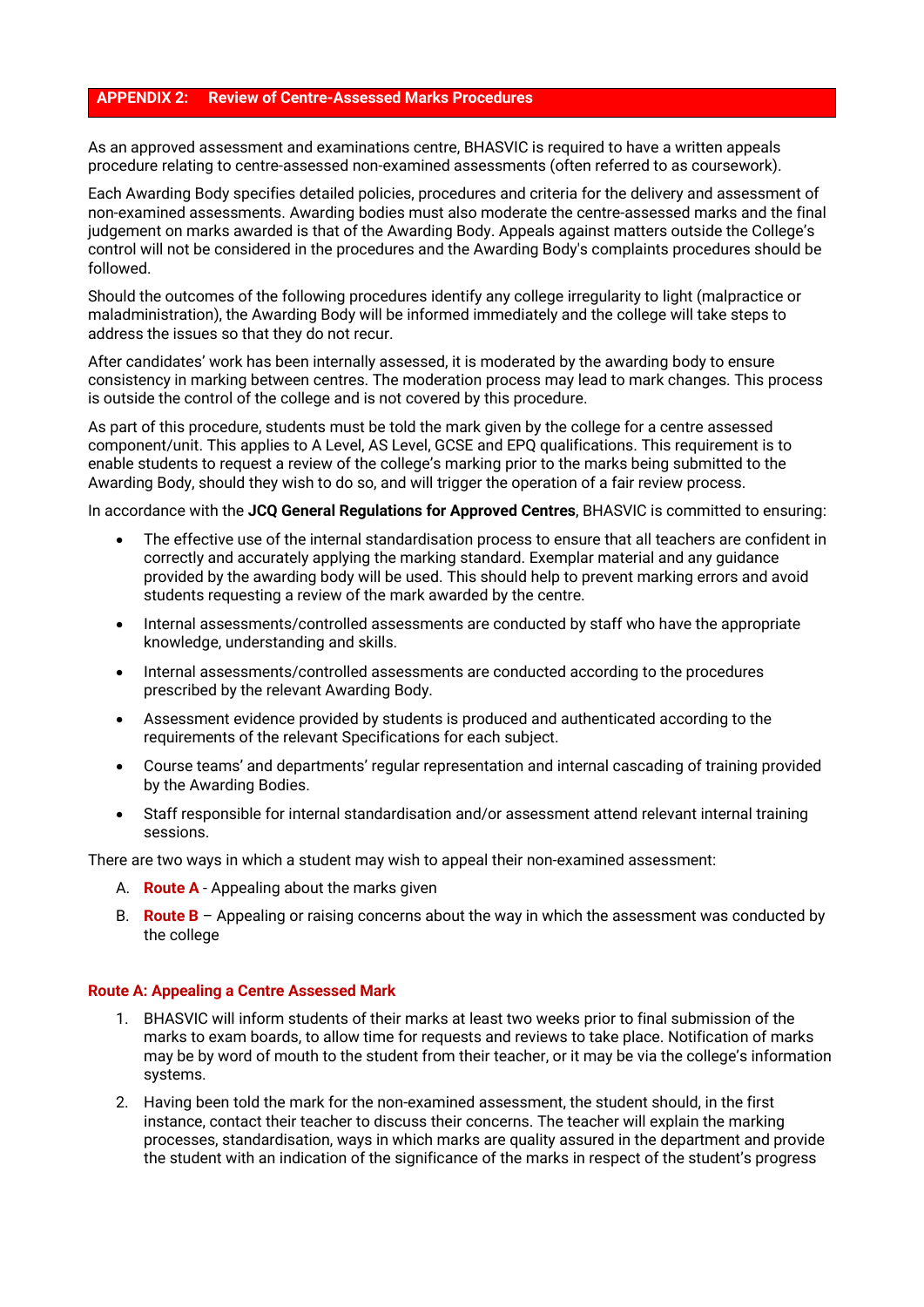## APPENDIX 2: Review of Centre-Assessed Marks Procedures

As an approved assessment and examinations centre, BHASVIC is required to have a written appeals procedure relating to centre-assessed non-examined assessments (often referred to as coursework).

Each Awarding Body specifies detailed policies, procedures and criteria for the delivery and assessment of non-examined assessments. Awarding bodies must also moderate the centre-assessed marks and the final judgement on marks awarded is that of the Awarding Body. Appeals against matters outside the College's control will not be considered in the procedures and the Awarding Body's complaints procedures should be followed.

Should the outcomes of the following procedures identify any college irregularity to light (malpractice or maladministration), the Awarding Body will be informed immediately and the college will take steps to address the issues so that they do not recur.

After candidates' work has been internally assessed, it is moderated by the awarding body to ensure consistency in marking between centres. The moderation process may lead to mark changes. This process is outside the control of the college and is not covered by this procedure.

As part of this procedure, students must be told the mark given by the college for a centre assessed component/unit. This applies to A Level, AS Level, GCSE and EPQ qualifications. This requirement is to enable students to request a review of the college's marking prior to the marks being submitted to the Awarding Body, should they wish to do so, and will trigger the operation of a fair review process.

In accordance with the **JCQ General Regulations for Approved Centres**, BHASVIC is committed to ensuring:

- The effective use of the internal standardisation process to ensure that all teachers are confident in correctly and accurately applying the marking standard. Exemplar material and any guidance provided by the awarding body will be used. This should help to prevent marking errors and avoid students requesting a review of the mark awarded by the centre.
- Internal assessments/controlled assessments are conducted by staff who have the appropriate knowledge, understanding and skills.
- Internal assessments/controlled assessments are conducted according to the procedures prescribed by the relevant Awarding Body.
- Assessment evidence provided by students is produced and authenticated according to the requirements of the relevant Specifications for each subject.
- Course teams' and departments' regular representation and internal cascading of training provided by the Awarding Bodies.
- Staff responsible for internal standardisation and/or assessment attend relevant internal training sessions.

There are two ways in which a student may wish to appeal their non-examined assessment:

A. **Route A** - Appealing about the marks given
B. **Route B** – Appealing or raising concerns about the way in which the assessment was conducted by the college

### Route A: Appealing a Centre Assessed Mark

1. BHASVIC will inform students of their marks at least two weeks prior to final submission of the marks to exam boards, to allow time for requests and reviews to take place. Notification of marks may be by word of mouth to the student from their teacher, or it may be via the college's information systems.
2. Having been told the mark for the non-examined assessment, the student should, in the first instance, contact their teacher to discuss their concerns. The teacher will explain the marking processes, standardisation, ways in which marks are quality assured in the department and provide the student with an indication of the significance of the marks in respect of the student's progress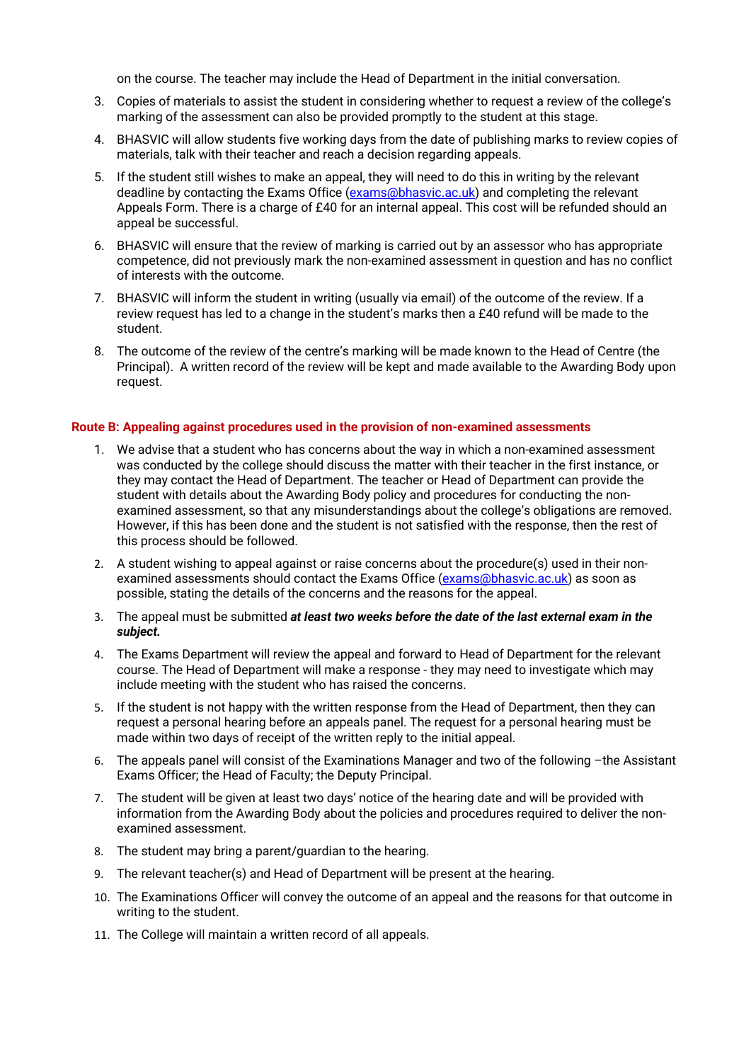on the course. The teacher may include the Head of Department in the initial conversation.

3. Copies of materials to assist the student in considering whether to request a review of the college's marking of the assessment can also be provided promptly to the student at this stage.

4. BHASVIC will allow students five working days from the date of publishing marks to review copies of materials, talk with their teacher and reach a decision regarding appeals.

5. If the student still wishes to make an appeal, they will need to do this in writing by the relevant deadline by contacting the Exams Office (exams@bhasvic.ac.uk) and completing the relevant Appeals Form. There is a charge of £40 for an internal appeal. This cost will be refunded should an appeal be successful.

6. BHASVIC will ensure that the review of marking is carried out by an assessor who has appropriate competence, did not previously mark the non-examined assessment in question and has no conflict of interests with the outcome.

7. BHASVIC will inform the student in writing (usually via email) of the outcome of the review. If a review request has led to a change in the student's marks then a £40 refund will be made to the student.

8. The outcome of the review of the centre's marking will be made known to the Head of Centre (the Principal). A written record of the review will be kept and made available to the Awarding Body upon request.

### Route B: Appealing against procedures used in the provision of non-examined assessments

1. We advise that a student who has concerns about the way in which a non-examined assessment was conducted by the college should discuss the matter with their teacher in the first instance, or they may contact the Head of Department. The teacher or Head of Department can provide the student with details about the Awarding Body policy and procedures for conducting the non-examined assessment, so that any misunderstandings about the college's obligations are removed. However, if this has been done and the student is not satisfied with the response, then the rest of this process should be followed.

2. A student wishing to appeal against or raise concerns about the procedure(s) used in their non-examined assessments should contact the Exams Office (exams@bhasvic.ac.uk) as soon as possible, stating the details of the concerns and the reasons for the appeal.

3. The appeal must be submitted ***at least two weeks before the date of the last external exam in the subject.***

4. The Exams Department will review the appeal and forward to Head of Department for the relevant course. The Head of Department will make a response - they may need to investigate which may include meeting with the student who has raised the concerns.

5. If the student is not happy with the written response from the Head of Department, then they can request a personal hearing before an appeals panel. The request for a personal hearing must be made within two days of receipt of the written reply to the initial appeal.

6. The appeals panel will consist of the Examinations Manager and two of the following –the Assistant Exams Officer; the Head of Faculty; the Deputy Principal.

7. The student will be given at least two days' notice of the hearing date and will be provided with information from the Awarding Body about the policies and procedures required to deliver the non-examined assessment.

8. The student may bring a parent/guardian to the hearing.

9. The relevant teacher(s) and Head of Department will be present at the hearing.

10. The Examinations Officer will convey the outcome of an appeal and the reasons for that outcome in writing to the student.

11. The College will maintain a written record of all appeals.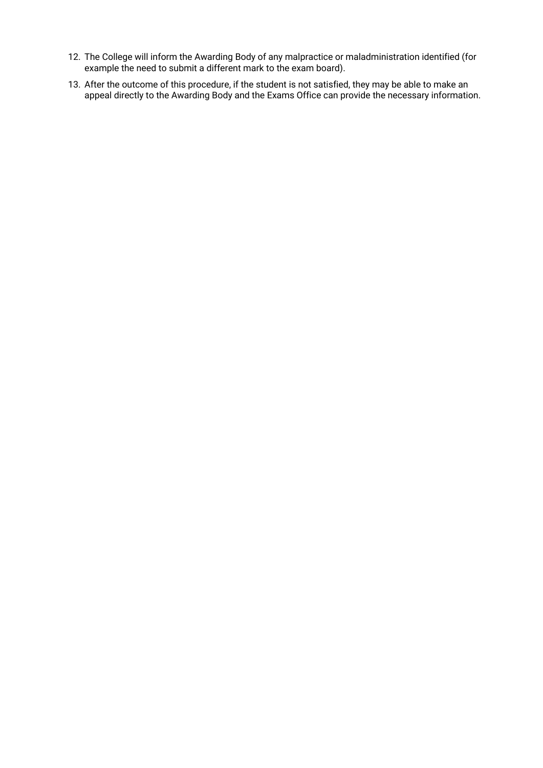12. The College will inform the Awarding Body of any malpractice or maladministration identified (for example the need to submit a different mark to the exam board).
13. After the outcome of this procedure, if the student is not satisfied, they may be able to make an appeal directly to the Awarding Body and the Exams Office can provide the necessary information.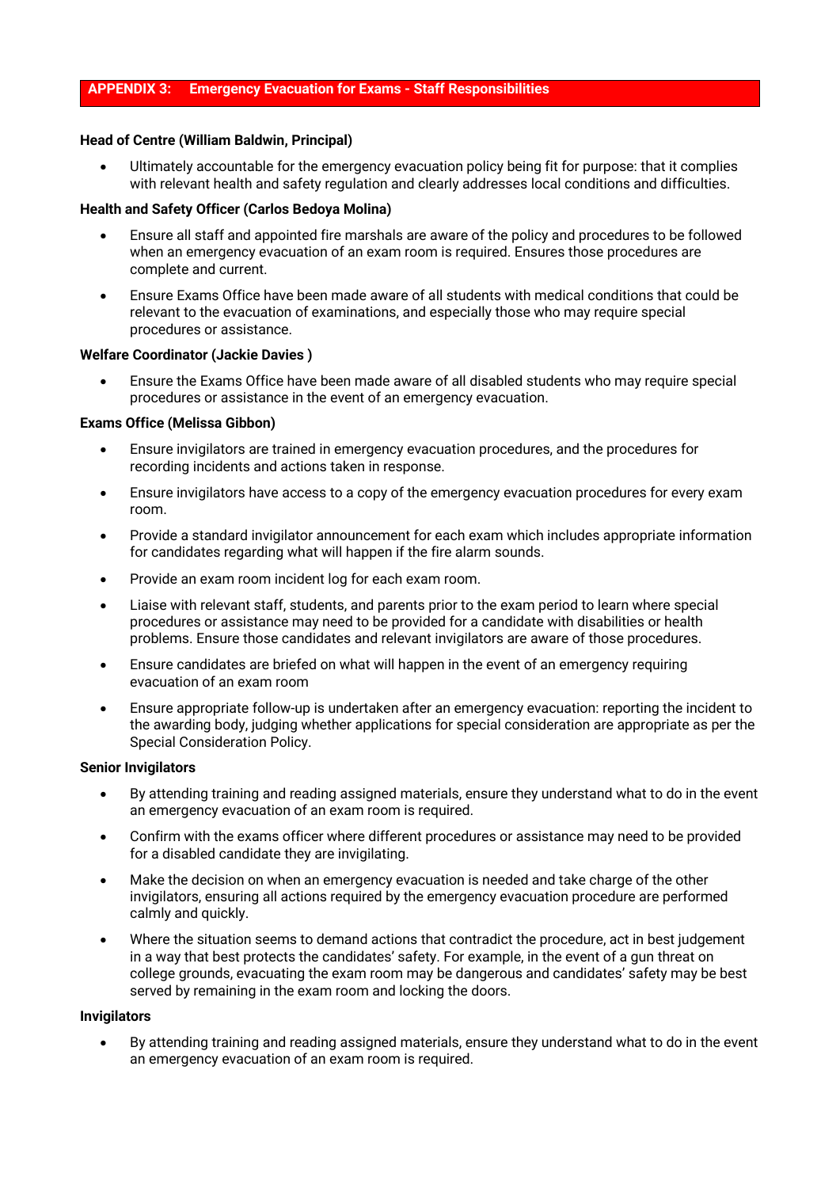## APPENDIX 3: Emergency Evacuation for Exams - Staff Responsibilities

**Head of Centre (William Baldwin, Principal)**

- Ultimately accountable for the emergency evacuation policy being fit for purpose: that it complies with relevant health and safety regulation and clearly addresses local conditions and difficulties.

**Health and Safety Officer (Carlos Bedoya Molina)**

- Ensure all staff and appointed fire marshals are aware of the policy and procedures to be followed when an emergency evacuation of an exam room is required. Ensures those procedures are complete and current.
- Ensure Exams Office have been made aware of all students with medical conditions that could be relevant to the evacuation of examinations, and especially those who may require special procedures or assistance.

**Welfare Coordinator (Jackie Davies )**

- Ensure the Exams Office have been made aware of all disabled students who may require special procedures or assistance in the event of an emergency evacuation.

**Exams Office (Melissa Gibbon)**

- Ensure invigilators are trained in emergency evacuation procedures, and the procedures for recording incidents and actions taken in response.
- Ensure invigilators have access to a copy of the emergency evacuation procedures for every exam room.
- Provide a standard invigilator announcement for each exam which includes appropriate information for candidates regarding what will happen if the fire alarm sounds.
- Provide an exam room incident log for each exam room.
- Liaise with relevant staff, students, and parents prior to the exam period to learn where special procedures or assistance may need to be provided for a candidate with disabilities or health problems. Ensure those candidates and relevant invigilators are aware of those procedures.
- Ensure candidates are briefed on what will happen in the event of an emergency requiring evacuation of an exam room
- Ensure appropriate follow-up is undertaken after an emergency evacuation: reporting the incident to the awarding body, judging whether applications for special consideration are appropriate as per the Special Consideration Policy.

**Senior Invigilators**

- By attending training and reading assigned materials, ensure they understand what to do in the event an emergency evacuation of an exam room is required.
- Confirm with the exams officer where different procedures or assistance may need to be provided for a disabled candidate they are invigilating.
- Make the decision on when an emergency evacuation is needed and take charge of the other invigilators, ensuring all actions required by the emergency evacuation procedure are performed calmly and quickly.
- Where the situation seems to demand actions that contradict the procedure, act in best judgement in a way that best protects the candidates' safety. For example, in the event of a gun threat on college grounds, evacuating the exam room may be dangerous and candidates' safety may be best served by remaining in the exam room and locking the doors.

**Invigilators**

- By attending training and reading assigned materials, ensure they understand what to do in the event an emergency evacuation of an exam room is required.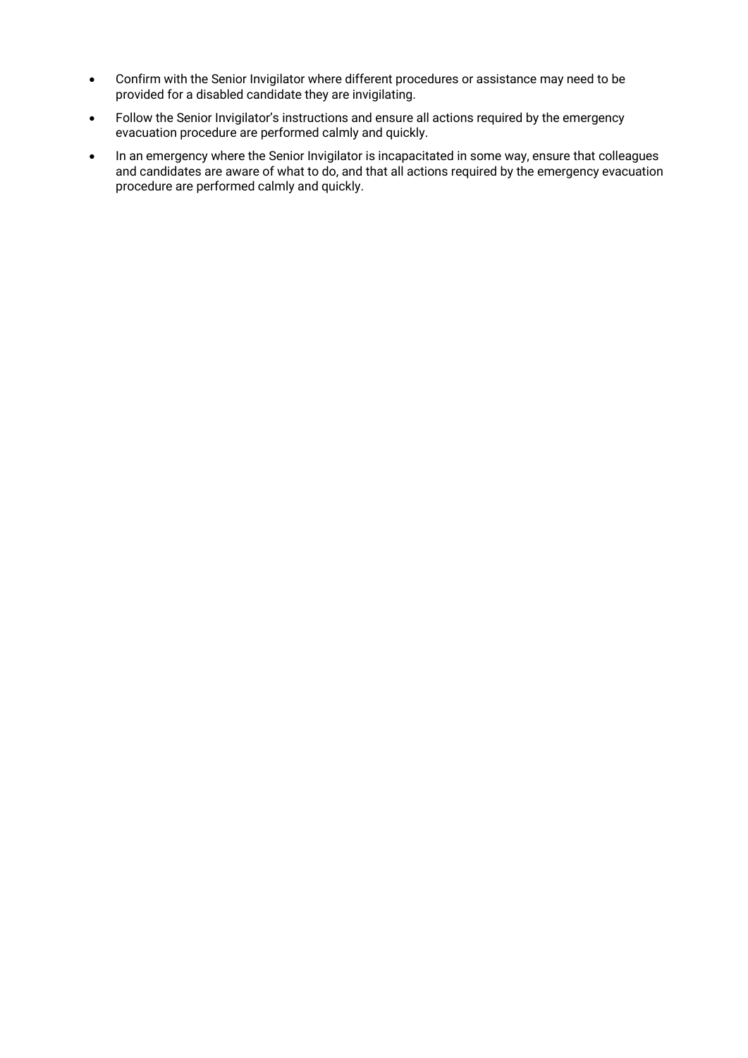- Confirm with the Senior Invigilator where different procedures or assistance may need to be provided for a disabled candidate they are invigilating.
- Follow the Senior Invigilator's instructions and ensure all actions required by the emergency evacuation procedure are performed calmly and quickly.
- In an emergency where the Senior Invigilator is incapacitated in some way, ensure that colleagues and candidates are aware of what to do, and that all actions required by the emergency evacuation procedure are performed calmly and quickly.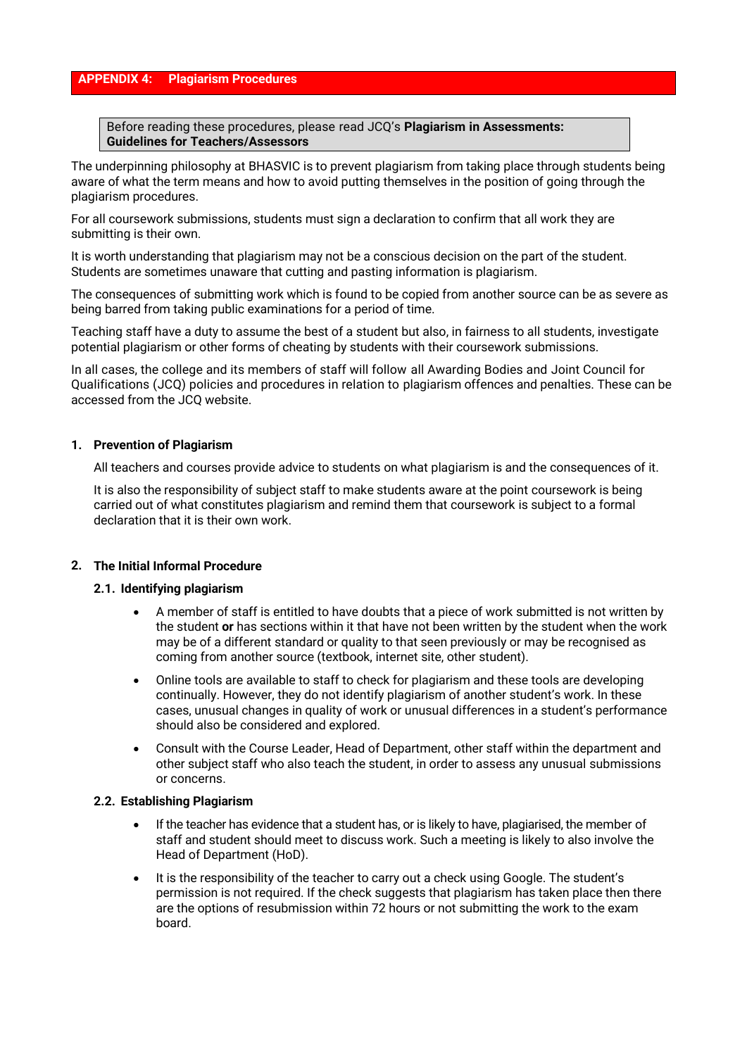## APPENDIX 4: Plagiarism Procedures

> Before reading these procedures, please read JCQ's **Plagiarism in Assessments: Guidelines for Teachers/Assessors**

The underpinning philosophy at BHASVIC is to prevent plagiarism from taking place through students being aware of what the term means and how to avoid putting themselves in the position of going through the plagiarism procedures.

For all coursework submissions, students must sign a declaration to confirm that all work they are submitting is their own.

It is worth understanding that plagiarism may not be a conscious decision on the part of the student. Students are sometimes unaware that cutting and pasting information is plagiarism.

The consequences of submitting work which is found to be copied from another source can be as severe as being barred from taking public examinations for a period of time.

Teaching staff have a duty to assume the best of a student but also, in fairness to all students, investigate potential plagiarism or other forms of cheating by students with their coursework submissions.

In all cases, the college and its members of staff will follow all Awarding Bodies and Joint Council for Qualifications (JCQ) policies and procedures in relation to plagiarism offences and penalties. These can be accessed from the JCQ website.

### 1. Prevention of Plagiarism

All teachers and courses provide advice to students on what plagiarism is and the consequences of it.

It is also the responsibility of subject staff to make students aware at the point coursework is being carried out of what constitutes plagiarism and remind them that coursework is subject to a formal declaration that it is their own work.

### 2. The Initial Informal Procedure

#### 2.1. Identifying plagiarism

- A member of staff is entitled to have doubts that a piece of work submitted is not written by the student **or** has sections within it that have not been written by the student when the work may be of a different standard or quality to that seen previously or may be recognised as coming from another source (textbook, internet site, other student).
- Online tools are available to staff to check for plagiarism and these tools are developing continually. However, they do not identify plagiarism of another student's work. In these cases, unusual changes in quality of work or unusual differences in a student's performance should also be considered and explored.
- Consult with the Course Leader, Head of Department, other staff within the department and other subject staff who also teach the student, in order to assess any unusual submissions or concerns.

#### 2.2. Establishing Plagiarism

- If the teacher has evidence that a student has, or is likely to have, plagiarised, the member of staff and student should meet to discuss work. Such a meeting is likely to also involve the Head of Department (HoD).
- It is the responsibility of the teacher to carry out a check using Google. The student's permission is not required. If the check suggests that plagiarism has taken place then there are the options of resubmission within 72 hours or not submitting the work to the exam board.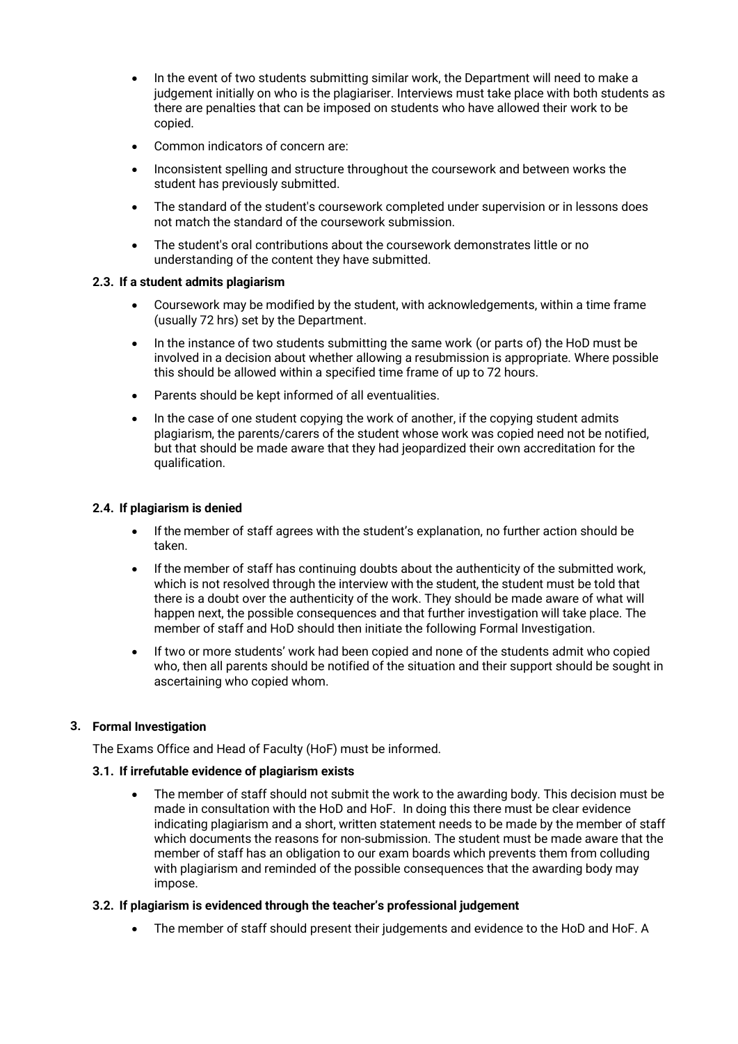- In the event of two students submitting similar work, the Department will need to make a judgement initially on who is the plagiariser. Interviews must take place with both students as there are penalties that can be imposed on students who have allowed their work to be copied.
- Common indicators of concern are:
- Inconsistent spelling and structure throughout the coursework and between works the student has previously submitted.
- The standard of the student's coursework completed under supervision or in lessons does not match the standard of the coursework submission.
- The student's oral contributions about the coursework demonstrates little or no understanding of the content they have submitted.

### 2.3. If a student admits plagiarism

- Coursework may be modified by the student, with acknowledgements, within a time frame (usually 72 hrs) set by the Department.
- In the instance of two students submitting the same work (or parts of) the HoD must be involved in a decision about whether allowing a resubmission is appropriate. Where possible this should be allowed within a specified time frame of up to 72 hours.
- Parents should be kept informed of all eventualities.
- In the case of one student copying the work of another, if the copying student admits plagiarism, the parents/carers of the student whose work was copied need not be notified, but that should be made aware that they had jeopardized their own accreditation for the qualification.

### 2.4. If plagiarism is denied

- If the member of staff agrees with the student's explanation, no further action should be taken.
- If the member of staff has continuing doubts about the authenticity of the submitted work, which is not resolved through the interview with the student, the student must be told that there is a doubt over the authenticity of the work. They should be made aware of what will happen next, the possible consequences and that further investigation will take place. The member of staff and HoD should then initiate the following Formal Investigation.
- If two or more students' work had been copied and none of the students admit who copied who, then all parents should be notified of the situation and their support should be sought in ascertaining who copied whom.

## 3. Formal Investigation

The Exams Office and Head of Faculty (HoF) must be informed.

### 3.1. If irrefutable evidence of plagiarism exists

- The member of staff should not submit the work to the awarding body. This decision must be made in consultation with the HoD and HoF. In doing this there must be clear evidence indicating plagiarism and a short, written statement needs to be made by the member of staff which documents the reasons for non-submission. The student must be made aware that the member of staff has an obligation to our exam boards which prevents them from colluding with plagiarism and reminded of the possible consequences that the awarding body may impose.

### 3.2. If plagiarism is evidenced through the teacher's professional judgement

- The member of staff should present their judgements and evidence to the HoD and HoF. A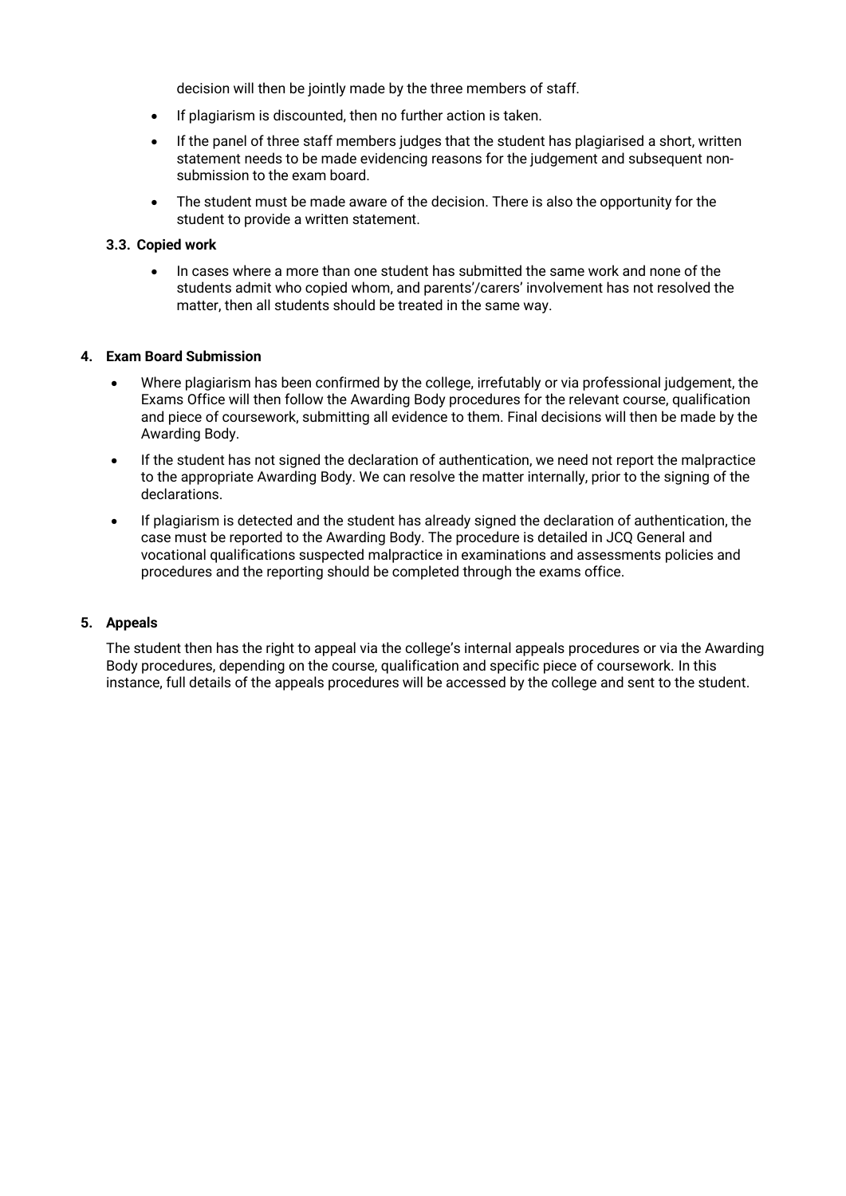decision will then be jointly made by the three members of staff.

- If plagiarism is discounted, then no further action is taken.
- If the panel of three staff members judges that the student has plagiarised a short, written statement needs to be made evidencing reasons for the judgement and subsequent non-submission to the exam board.
- The student must be made aware of the decision. There is also the opportunity for the student to provide a written statement.

### 3.3. Copied work

- In cases where a more than one student has submitted the same work and none of the students admit who copied whom, and parents'/carers' involvement has not resolved the matter, then all students should be treated in the same way.

## 4. Exam Board Submission

- Where plagiarism has been confirmed by the college, irrefutably or via professional judgement, the Exams Office will then follow the Awarding Body procedures for the relevant course, qualification and piece of coursework, submitting all evidence to them. Final decisions will then be made by the Awarding Body.
- If the student has not signed the declaration of authentication, we need not report the malpractice to the appropriate Awarding Body. We can resolve the matter internally, prior to the signing of the declarations.
- If plagiarism is detected and the student has already signed the declaration of authentication, the case must be reported to the Awarding Body. The procedure is detailed in JCQ General and vocational qualifications suspected malpractice in examinations and assessments policies and procedures and the reporting should be completed through the exams office.

## 5. Appeals

The student then has the right to appeal via the college's internal appeals procedures or via the Awarding Body procedures, depending on the course, qualification and specific piece of coursework. In this instance, full details of the appeals procedures will be accessed by the college and sent to the student.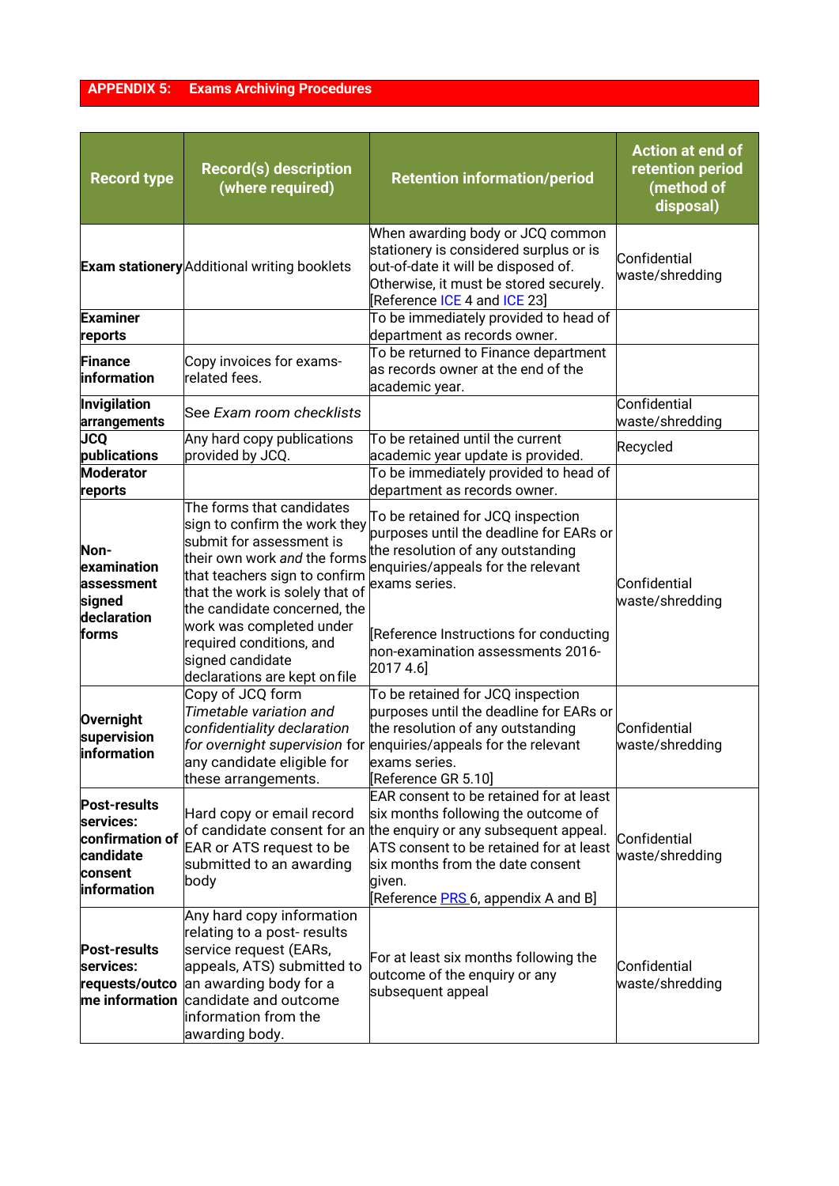## APPENDIX 5: Exams Archiving Procedures

| Record type | Record(s) description (where required) | Retention information/period | Action at end of retention period (method of disposal) |
|---|---|---|---|
| **Exam stationery** | Additional writing booklets | When awarding body or JCQ common stationery is considered surplus or is out-of-date it will be disposed of. Otherwise, it must be stored securely. [Reference ICE 4 and ICE 23] | Confidential waste/shredding |
| **Examiner reports** | | To be immediately provided to head of department as records owner. | |
| **Finance information** | Copy invoices for exams-related fees. | To be returned to Finance department as records owner at the end of the academic year. | |
| **Invigilation arrangements** | See *Exam room checklists* | | Confidential waste/shredding |
| **JCQ publications** | Any hard copy publications provided by JCQ. | To be retained until the current academic year update is provided. | Recycled |
| **Moderator reports** | | To be immediately provided to head of department as records owner. | |
| **Non-examination assessment signed declaration forms** | The forms that candidates sign to confirm the work they submit for assessment is their own work *and* the forms that teachers sign to confirm that the work is solely that of the candidate concerned, the work was completed under required conditions, and signed candidate declarations are kept on file | To be retained for JCQ inspection purposes until the deadline for EARs or the resolution of any outstanding enquiries/appeals for the relevant exams series. [Reference Instructions for conducting non-examination assessments 2016-2017 4.6] | Confidential waste/shredding |
| **Overnight supervision information** | Copy of JCQ form *Timetable variation and confidentiality declaration for overnight supervision* for any candidate eligible for these arrangements. | To be retained for JCQ inspection purposes until the deadline for EARs or the resolution of any outstanding enquiries/appeals for the relevant exams series. [Reference GR 5.10] | Confidential waste/shredding |
| **Post-results services: confirmation of candidate consent information** | Hard copy or email record of candidate consent for an EAR or ATS request to be submitted to an awarding body | EAR consent to be retained for at least six months following the outcome of the enquiry or any subsequent appeal. ATS consent to be retained for at least six months from the date consent given. [Reference PRS 6, appendix A and B] | Confidential waste/shredding |
| **Post-results services: requests/outcome information** | Any hard copy information relating to a post- results service request (EARs, appeals, ATS) submitted to an awarding body for a candidate and outcome information from the awarding body. | For at least six months following the outcome of the enquiry or any subsequent appeal | Confidential waste/shredding |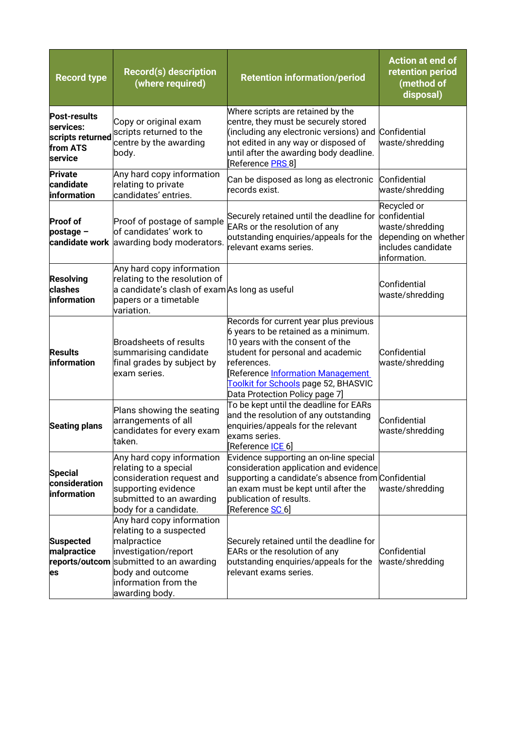| Record type | Record(s) description (where required) | Retention information/period | Action at end of retention period (method of disposal) |
|---|---|---|---|
| **Post-results services: scripts returned from ATS service** | Copy or original exam scripts returned to the centre by the awarding body. | Where scripts are retained by the centre, they must be securely stored (including any electronic versions) and not edited in any way or disposed of until after the awarding body deadline. [Reference PRS 8] | Confidential waste/shredding |
| **Private candidate information** | Any hard copy information relating to private candidates' entries. | Can be disposed as long as electronic records exist. | Confidential waste/shredding |
| **Proof of postage – candidate work** | Proof of postage of sample of candidates' work to awarding body moderators. | Securely retained until the deadline for EARs or the resolution of any outstanding enquiries/appeals for the relevant exams series. | Recycled or confidential waste/shredding depending on whether includes candidate information. |
| **Resolving clashes information** | Any hard copy information relating to the resolution of a candidate's clash of exam papers or a timetable variation. | As long as useful | Confidential waste/shredding |
| **Results information** | Broadsheets of results summarising candidate final grades by subject by exam series. | Records for current year plus previous 6 years to be retained as a minimum. 10 years with the consent of the student for personal and academic references. [Reference Information Management Toolkit for Schools page 52, BHASVIC Data Protection Policy page 7] | Confidential waste/shredding |
| **Seating plans** | Plans showing the seating arrangements of all candidates for every exam taken. | To be kept until the deadline for EARs and the resolution of any outstanding enquiries/appeals for the relevant exams series. [Reference ICE 6] | Confidential waste/shredding |
| **Special consideration information** | Any hard copy information relating to a special consideration request and supporting evidence submitted to an awarding body for a candidate. | Evidence supporting an on-line special consideration application and evidence supporting a candidate's absence from an exam must be kept until after the publication of results. [Reference SC 6] | Confidential waste/shredding |
| **Suspected malpractice reports/outcomes** | Any hard copy information relating to a suspected malpractice investigation/report submitted to an awarding body and outcome information from the awarding body. | Securely retained until the deadline for EARs or the resolution of any outstanding enquiries/appeals for the relevant exams series. | Confidential waste/shredding |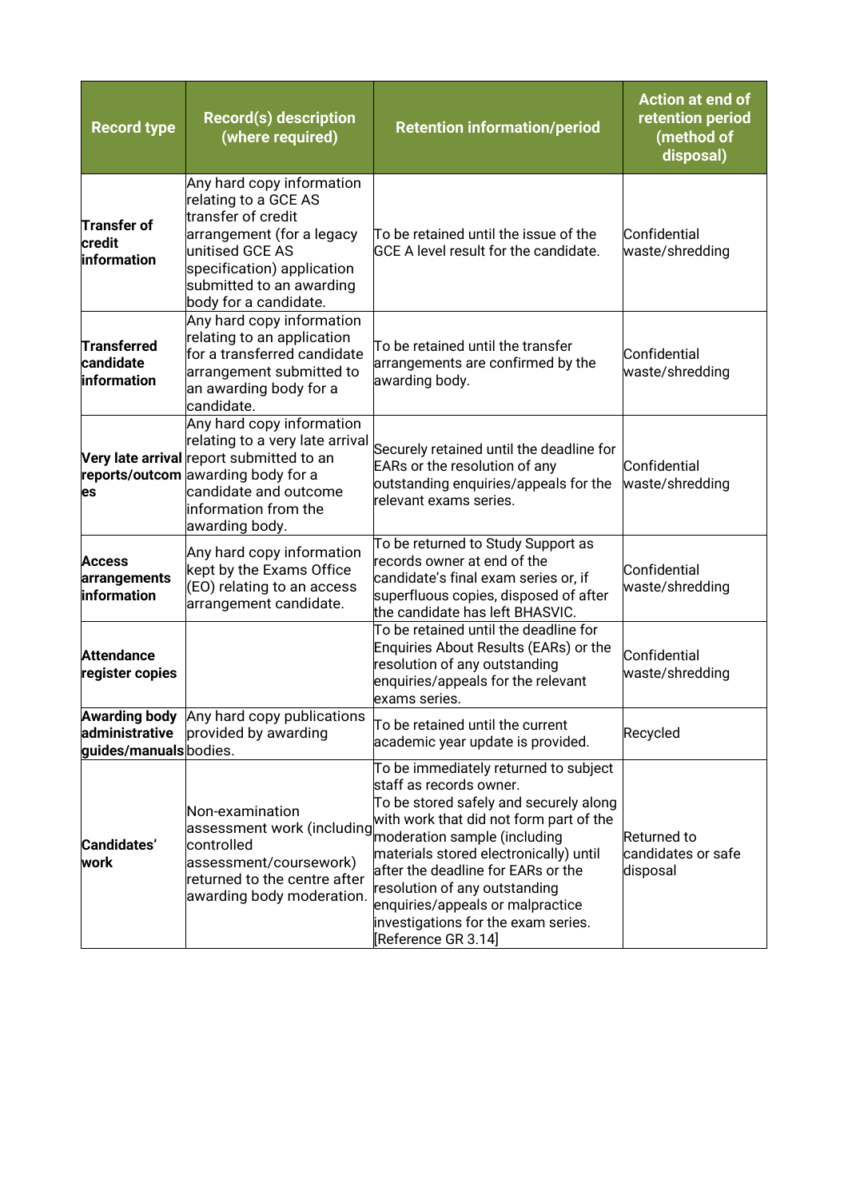| Record type | Record(s) description (where required) | Retention information/period | Action at end of retention period (method of disposal) |
|---|---|---|---|
| **Transfer of credit information** | Any hard copy information relating to a GCE AS transfer of credit arrangement (for a legacy unitised GCE AS specification) application submitted to an awarding body for a candidate. | To be retained until the issue of the GCE A level result for the candidate. | Confidential waste/shredding |
| **Transferred candidate information** | Any hard copy information relating to an application for a transferred candidate arrangement submitted to an awarding body for a candidate. | To be retained until the transfer arrangements are confirmed by the awarding body. | Confidential waste/shredding |
| **Very late arrival reports/outcomes** | Any hard copy information relating to a very late arrival report submitted to an awarding body for a candidate and outcome information from the awarding body. | Securely retained until the deadline for EARs or the resolution of any outstanding enquiries/appeals for the relevant exams series. | Confidential waste/shredding |
| **Access arrangements information** | Any hard copy information kept by the Exams Office (EO) relating to an access arrangement candidate. | To be returned to Study Support as records owner at end of the candidate's final exam series or, if superfluous copies, disposed of after the candidate has left BHASVIC. | Confidential waste/shredding |
| **Attendance register copies** | | To be retained until the deadline for Enquiries About Results (EARs) or the resolution of any outstanding enquiries/appeals for the relevant exams series. | Confidential waste/shredding |
| **Awarding body administrative guides/manuals** | Any hard copy publications provided by awarding bodies. | To be retained until the current academic year update is provided. | Recycled |
| **Candidates' work** | Non-examination assessment work (including controlled assessment/coursework) returned to the centre after awarding body moderation. | To be immediately returned to subject staff as records owner. To be stored safely and securely along with work that did not form part of the moderation sample (including materials stored electronically) until after the deadline for EARs or the resolution of any outstanding enquiries/appeals or malpractice investigations for the exam series. [Reference GR 3.14] | Returned to candidates or safe disposal |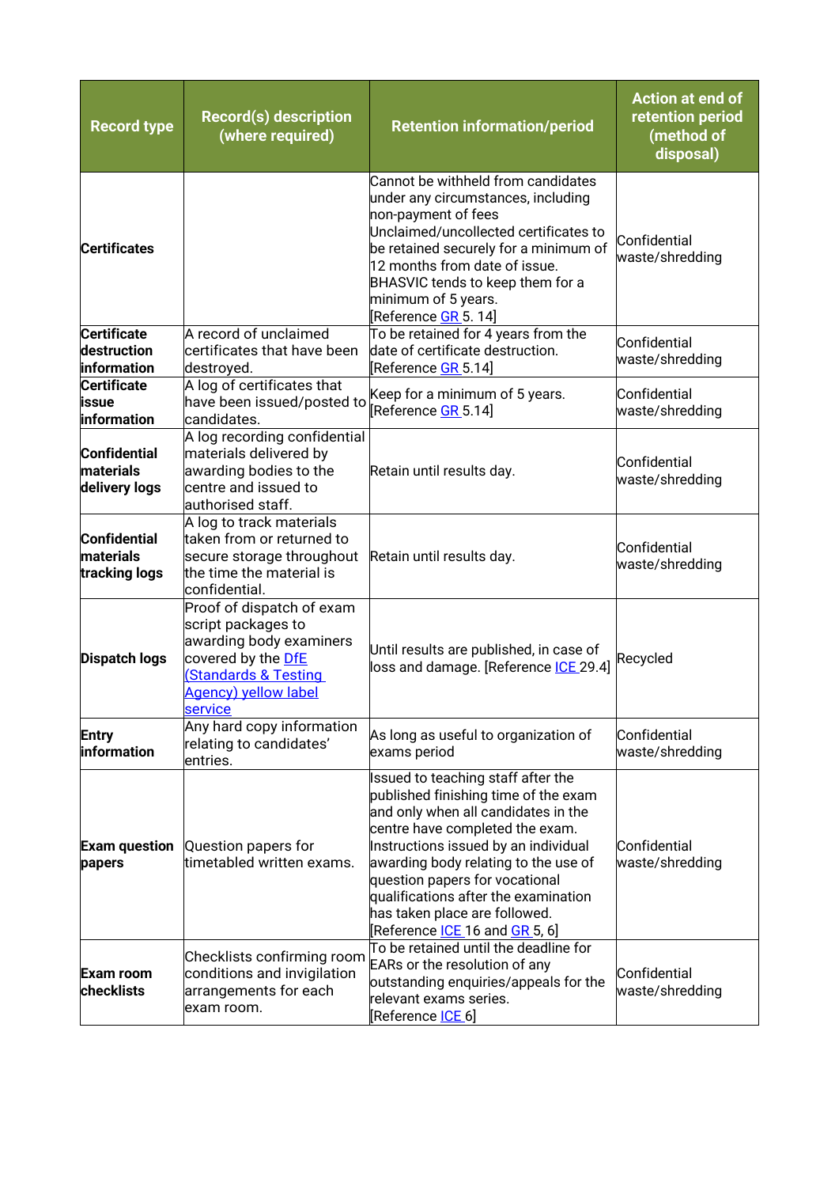| Record type | Record(s) description (where required) | Retention information/period | Action at end of retention period (method of disposal) |
|---|---|---|---|
| **Certificates** | | Cannot be withheld from candidates under any circumstances, including non-payment of fees Unclaimed/uncollected certificates to be retained securely for a minimum of 12 months from date of issue. BHASVIC tends to keep them for a minimum of 5 years. [Reference GR 5. 14] | Confidential waste/shredding |
| **Certificate destruction information** | A record of unclaimed certificates that have been destroyed. | To be retained for 4 years from the date of certificate destruction. [Reference GR 5.14] | Confidential waste/shredding |
| **Certificate issue information** | A log of certificates that have been issued/posted to candidates. | Keep for a minimum of 5 years. [Reference GR 5.14] | Confidential waste/shredding |
| **Confidential materials delivery logs** | A log recording confidential materials delivered by awarding bodies to the centre and issued to authorised staff. | Retain until results day. | Confidential waste/shredding |
| **Confidential materials tracking logs** | A log to track materials taken from or returned to secure storage throughout the time the material is confidential. | Retain until results day. | Confidential waste/shredding |
| **Dispatch logs** | Proof of dispatch of exam script packages to awarding body examiners covered by the DfE (Standards & Testing Agency) yellow label service | Until results are published, in case of loss and damage. [Reference ICE 29.4] | Recycled |
| **Entry information** | Any hard copy information relating to candidates' entries. | As long as useful to organization of exams period | Confidential waste/shredding |
| **Exam question papers** | Question papers for timetabled written exams. | Issued to teaching staff after the published finishing time of the exam and only when all candidates in the centre have completed the exam. Instructions issued by an individual awarding body relating to the use of question papers for vocational qualifications after the examination has taken place are followed. [Reference ICE 16 and GR 5, 6] | Confidential waste/shredding |
| **Exam room checklists** | Checklists confirming room conditions and invigilation arrangements for each exam room. | To be retained until the deadline for EARs or the resolution of any outstanding enquiries/appeals for the relevant exams series. [Reference ICE 6] | Confidential waste/shredding |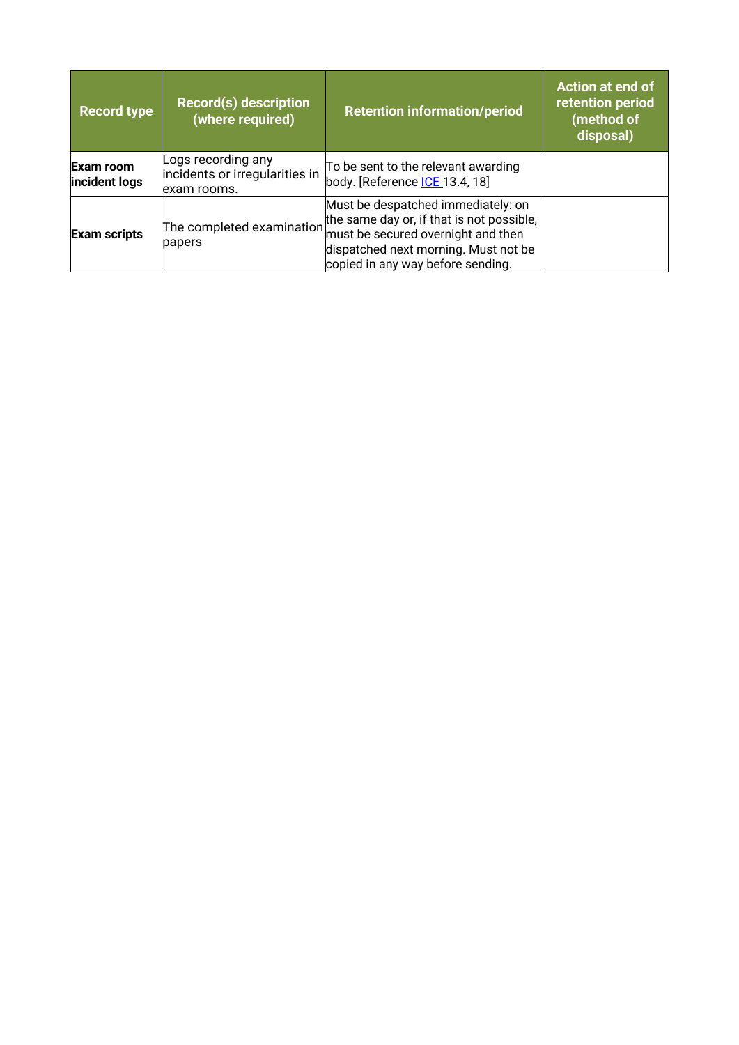| Record type | Record(s) description (where required) | Retention information/period | Action at end of retention period (method of disposal) |
|---|---|---|---|
| **Exam room incident logs** | Logs recording any incidents or irregularities in exam rooms. | To be sent to the relevant awarding body. [Reference ICE 13.4, 18] | |
| **Exam scripts** | The completed examination papers | Must be despatched immediately: on the same day or, if that is not possible, must be secured overnight and then dispatched next morning. Must not be copied in any way before sending. | |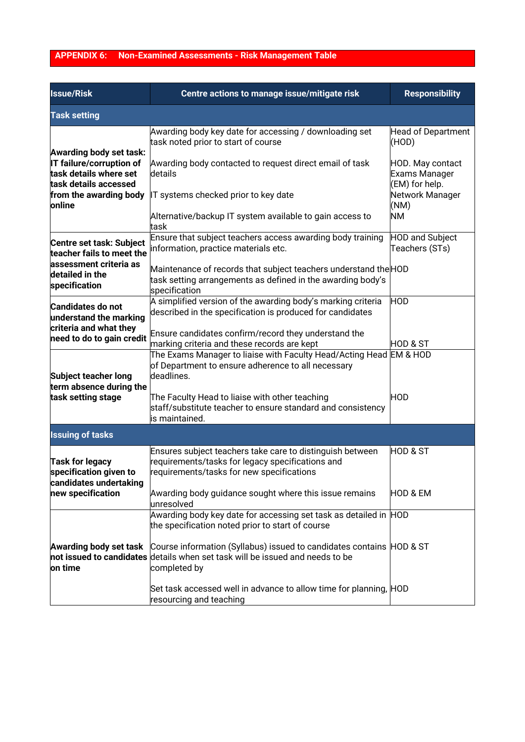## APPENDIX 6: Non-Examined Assessments - Risk Management Table

| Issue/Risk | Centre actions to manage issue/mitigate risk | Responsibility |
|---|---|---|
| **Task setting** | | |
| **Awarding body set task: IT failure/corruption of task details where set task details accessed from the awarding body online** | Awarding body key date for accessing / downloading set task noted prior to start of course | Head of Department (HOD) |
| | Awarding body contacted to request direct email of task details | HOD. May contact Exams Manager (EM) for help. |
| | IT systems checked prior to key date | Network Manager (NM) |
| | Alternative/backup IT system available to gain access to task | NM |
| **Centre set task: Subject teacher fails to meet the assessment criteria as detailed in the specification** | Ensure that subject teachers access awarding body training information, practice materials etc. | HOD and Subject Teachers (STs) |
| | Maintenance of records that subject teachers understand the task setting arrangements as defined in the awarding body's specification | HOD |
| **Candidates do not understand the marking criteria and what they need to do to gain credit** | A simplified version of the awarding body's marking criteria described in the specification is produced for candidates | HOD |
| | Ensure candidates confirm/record they understand the marking criteria and these records are kept | HOD & ST |
| **Subject teacher long term absence during the task setting stage** | The Exams Manager to liaise with Faculty Head/Acting Head of Department to ensure adherence to all necessary deadlines. | EM & HOD |
| | The Faculty Head to liaise with other teaching staff/substitute teacher to ensure standard and consistency is maintained. | HOD |
| **Issuing of tasks** | | |
| **Task for legacy specification given to candidates undertaking new specification** | Ensures subject teachers take care to distinguish between requirements/tasks for legacy specifications and requirements/tasks for new specifications | HOD & ST |
| | Awarding body guidance sought where this issue remains unresolved | HOD & EM |
| **Awarding body set task not issued to candidates on time** | Awarding body key date for accessing set task as detailed in the specification noted prior to start of course | HOD |
| | Course information (Syllabus) issued to candidates contains details when set task will be issued and needs to be completed by | HOD & ST |
| | Set task accessed well in advance to allow time for planning, resourcing and teaching | HOD |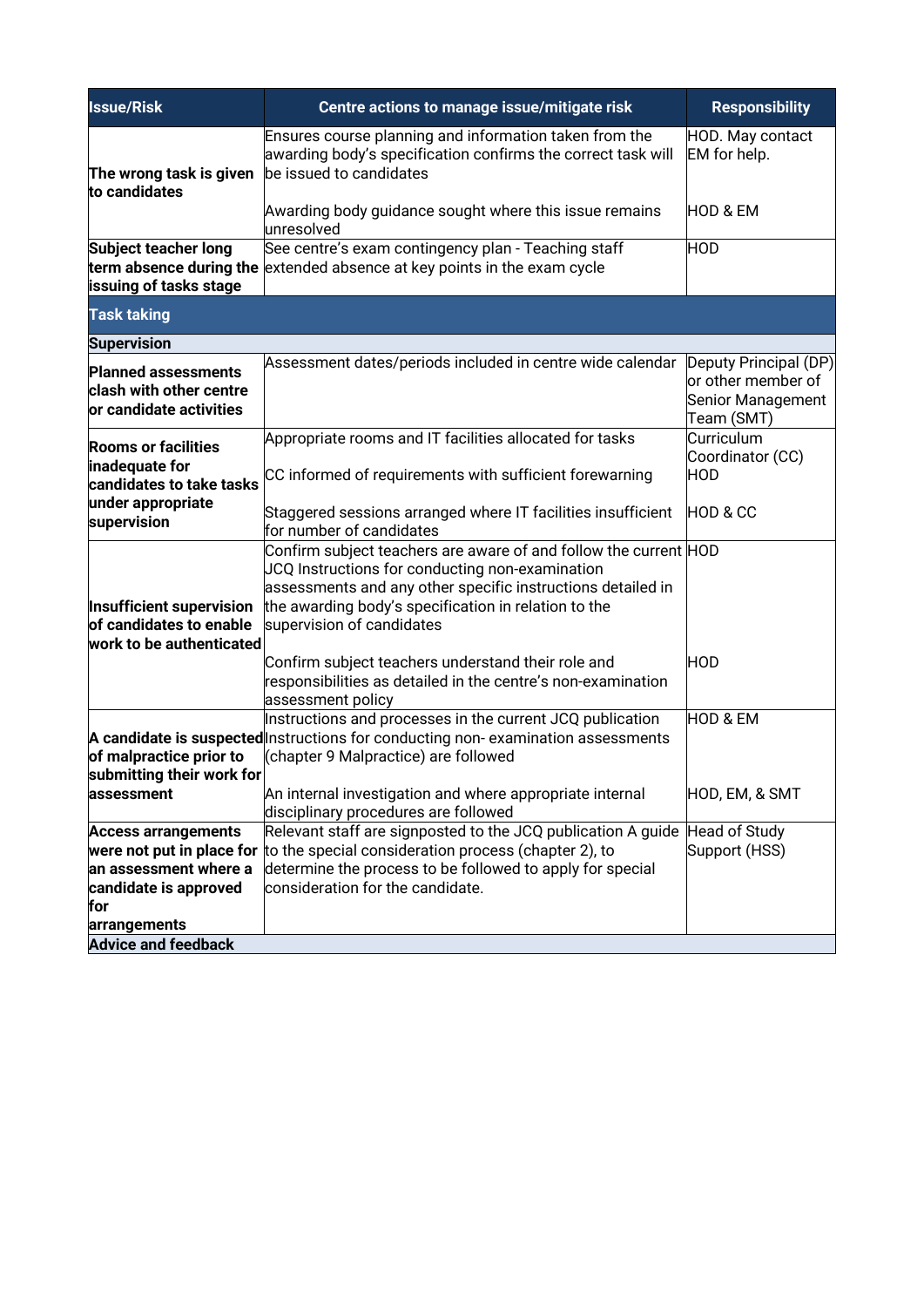| Issue/Risk | Centre actions to manage issue/mitigate risk | Responsibility |
|---|---|---|
| **The wrong task is given to candidates** | Ensures course planning and information taken from the awarding body's specification confirms the correct task will be issued to candidates | HOD. May contact EM for help. |
| | Awarding body guidance sought where this issue remains unresolved | HOD & EM |
| **Subject teacher long term absence during the issuing of tasks stage** | See centre's exam contingency plan - Teaching staff extended absence at key points in the exam cycle | HOD |
| **Task taking** | | |
| **Supervision** | | |
| **Planned assessments clash with other centre or candidate activities** | Assessment dates/periods included in centre wide calendar | Deputy Principal (DP) or other member of Senior Management Team (SMT) |
| **Rooms or facilities inadequate for candidates to take tasks under appropriate supervision** | Appropriate rooms and IT facilities allocated for tasks | Curriculum Coordinator (CC) |
| | CC informed of requirements with sufficient forewarning | HOD |
| | Staggered sessions arranged where IT facilities insufficient for number of candidates | HOD & CC |
| **Insufficient supervision of candidates to enable work to be authenticated** | Confirm subject teachers are aware of and follow the current JCQ Instructions for conducting non-examination assessments and any other specific instructions detailed in the awarding body's specification in relation to the supervision of candidates | HOD |
| | Confirm subject teachers understand their role and responsibilities as detailed in the centre's non-examination assessment policy | HOD |
| **A candidate is suspected of malpractice prior to submitting their work for assessment** | Instructions and processes in the current JCQ publication Instructions for conducting non- examination assessments (chapter 9 Malpractice) are followed | HOD & EM |
| | An internal investigation and where appropriate internal disciplinary procedures are followed | HOD, EM, & SMT |
| **Access arrangements were not put in place for an assessment where a candidate is approved for arrangements** | Relevant staff are signposted to the JCQ publication A guide to the special consideration process (chapter 2), to determine the process to be followed to apply for special consideration for the candidate. | Head of Study Support (HSS) |
| **Advice and feedback** | | |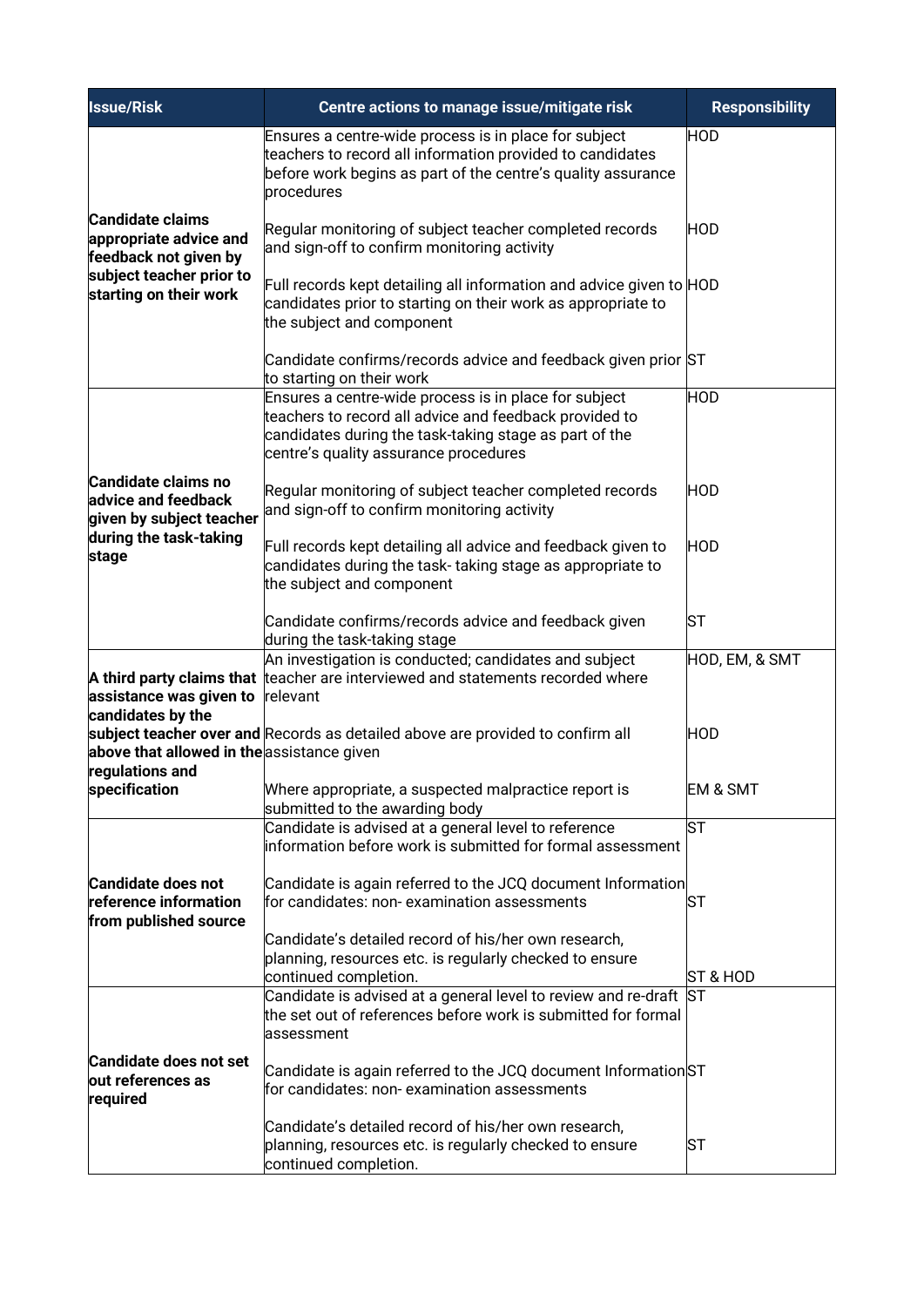| Issue/Risk | Centre actions to manage issue/mitigate risk | Responsibility |
|---|---|---|
| **Candidate claims appropriate advice and feedback not given by subject teacher prior to starting on their work** | Ensures a centre-wide process is in place for subject teachers to record all information provided to candidates before work begins as part of the centre's quality assurance procedures | HOD |
| | Regular monitoring of subject teacher completed records and sign-off to confirm monitoring activity | HOD |
| | Full records kept detailing all information and advice given to candidates prior to starting on their work as appropriate to the subject and component | HOD |
| | Candidate confirms/records advice and feedback given prior to starting on their work | ST |
| **Candidate claims no advice and feedback given by subject teacher during the task-taking stage** | Ensures a centre-wide process is in place for subject teachers to record all advice and feedback provided to candidates during the task-taking stage as part of the centre's quality assurance procedures | HOD |
| | Regular monitoring of subject teacher completed records and sign-off to confirm monitoring activity | HOD |
| | Full records kept detailing all advice and feedback given to candidates during the task- taking stage as appropriate to the subject and component | HOD |
| | Candidate confirms/records advice and feedback given during the task-taking stage | ST |
| **A third party claims that assistance was given to candidates by the subject teacher over and above that allowed in the regulations and specification** | An investigation is conducted; candidates and subject teacher are interviewed and statements recorded where relevant | HOD, EM, & SMT |
| | Records as detailed above are provided to confirm all assistance given | HOD |
| | Where appropriate, a suspected malpractice report is submitted to the awarding body | EM & SMT |
| **Candidate does not reference information from published source** | Candidate is advised at a general level to reference information before work is submitted for formal assessment | ST |
| | Candidate is again referred to the JCQ document Information for candidates: non- examination assessments | ST |
| | Candidate's detailed record of his/her own research, planning, resources etc. is regularly checked to ensure continued completion. | ST & HOD |
| **Candidate does not set out references as required** | Candidate is advised at a general level to review and re-draft the set out of references before work is submitted for formal assessment | ST |
| | Candidate is again referred to the JCQ document Information for candidates: non- examination assessments | ST |
| | Candidate's detailed record of his/her own research, planning, resources etc. is regularly checked to ensure continued completion. | ST |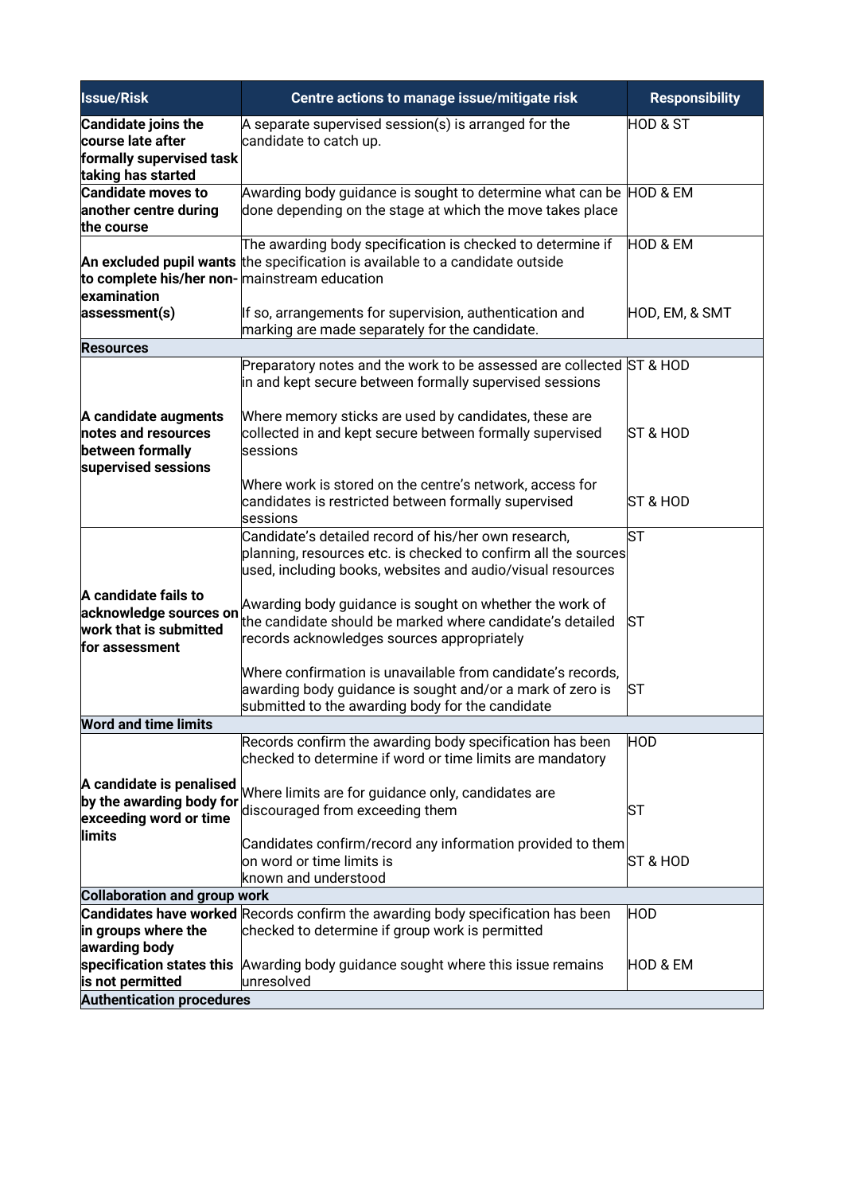| Issue/Risk | Centre actions to manage issue/mitigate risk | Responsibility |
|---|---|---|
| **Candidate joins the course late after formally supervised task taking has started** | A separate supervised session(s) is arranged for the candidate to catch up. | HOD & ST |
| **Candidate moves to another centre during the course** | Awarding body guidance is sought to determine what can be done depending on the stage at which the move takes place | HOD & EM |
| **An excluded pupil wants to complete his/her non-examination assessment(s)** | The awarding body specification is checked to determine if the specification is available to a candidate outside mainstream education | HOD & EM |
| | If so, arrangements for supervision, authentication and marking are made separately for the candidate. | HOD, EM, & SMT |
| **Resources** | | |
| **A candidate augments notes and resources between formally supervised sessions** | Preparatory notes and the work to be assessed are collected in and kept secure between formally supervised sessions | ST & HOD |
| | Where memory sticks are used by candidates, these are collected in and kept secure between formally supervised sessions | ST & HOD |
| | Where work is stored on the centre's network, access for candidates is restricted between formally supervised sessions | ST & HOD |
| **A candidate fails to acknowledge sources on work that is submitted for assessment** | Candidate's detailed record of his/her own research, planning, resources etc. is checked to confirm all the sources used, including books, websites and audio/visual resources | ST |
| | Awarding body guidance is sought on whether the work of the candidate should be marked where candidate's detailed records acknowledges sources appropriately | ST |
| | Where confirmation is unavailable from candidate's records, awarding body guidance is sought and/or a mark of zero is submitted to the awarding body for the candidate | ST |
| **Word and time limits** | | |
| **A candidate is penalised by the awarding body for exceeding word or time limits** | Records confirm the awarding body specification has been checked to determine if word or time limits are mandatory | HOD |
| | Where limits are for guidance only, candidates are discouraged from exceeding them | ST |
| | Candidates confirm/record any information provided to them on word or time limits is known and understood | ST & HOD |
| **Collaboration and group work** | | |
| **Candidates have worked in groups where the awarding body specification states this is not permitted** | Records confirm the awarding body specification has been checked to determine if group work is permitted | HOD |
| | Awarding body guidance sought where this issue remains unresolved | HOD & EM |
| **Authentication procedures** | | |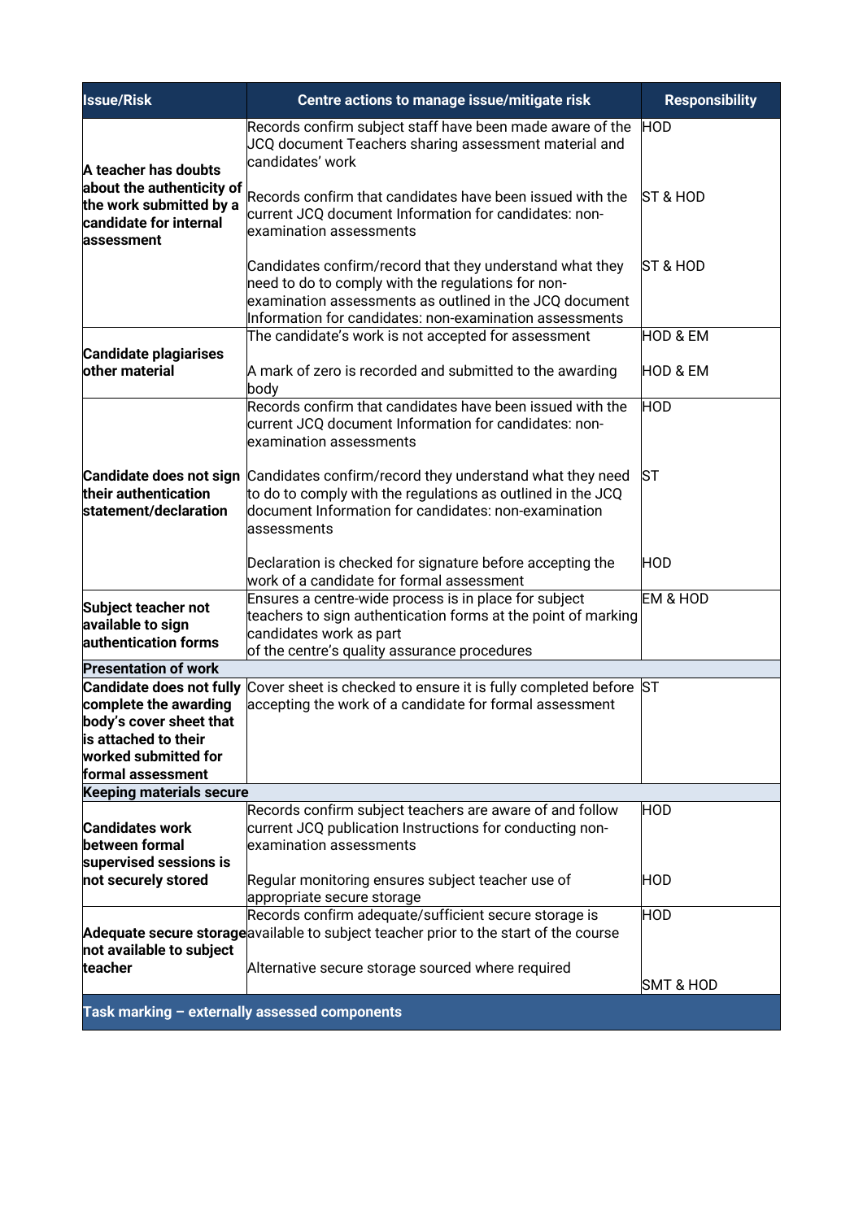| Issue/Risk | Centre actions to manage issue/mitigate risk | Responsibility |
|---|---|---|
| **A teacher has doubts about the authenticity of the work submitted by a candidate for internal assessment** | Records confirm subject staff have been made aware of the JCQ document Teachers sharing assessment material and candidates' work | HOD |
| | Records confirm that candidates have been issued with the current JCQ document Information for candidates: non-examination assessments | ST & HOD |
| | Candidates confirm/record that they understand what they need to do to comply with the regulations for non-examination assessments as outlined in the JCQ document Information for candidates: non-examination assessments | ST & HOD |
| **Candidate plagiarises other material** | The candidate's work is not accepted for assessment | HOD & EM |
| | A mark of zero is recorded and submitted to the awarding body | HOD & EM |
| **Candidate does not sign their authentication statement/declaration** | Records confirm that candidates have been issued with the current JCQ document Information for candidates: non-examination assessments | HOD |
| | Candidates confirm/record they understand what they need to do to comply with the regulations as outlined in the JCQ document Information for candidates: non-examination assessments | ST |
| | Declaration is checked for signature before accepting the work of a candidate for formal assessment | HOD |
| **Subject teacher not available to sign authentication forms** | Ensures a centre-wide process is in place for subject teachers to sign authentication forms at the point of marking candidates work as part of the centre's quality assurance procedures | EM & HOD |
| **Presentation of work** | | |
| **Candidate does not fully complete the awarding body's cover sheet that is attached to their worked submitted for formal assessment** | Cover sheet is checked to ensure it is fully completed before accepting the work of a candidate for formal assessment | ST |
| **Keeping materials secure** | | |
| **Candidates work between formal supervised sessions is not securely stored** | Records confirm subject teachers are aware of and follow current JCQ publication Instructions for conducting non-examination assessments | HOD |
| | Regular monitoring ensures subject teacher use of appropriate secure storage | HOD |
| **Adequate secure storage not available to subject teacher** | Records confirm adequate/sufficient secure storage is available to subject teacher prior to the start of the course | HOD |
| | Alternative secure storage sourced where required | SMT & HOD |
| **Task marking – externally assessed components** | | |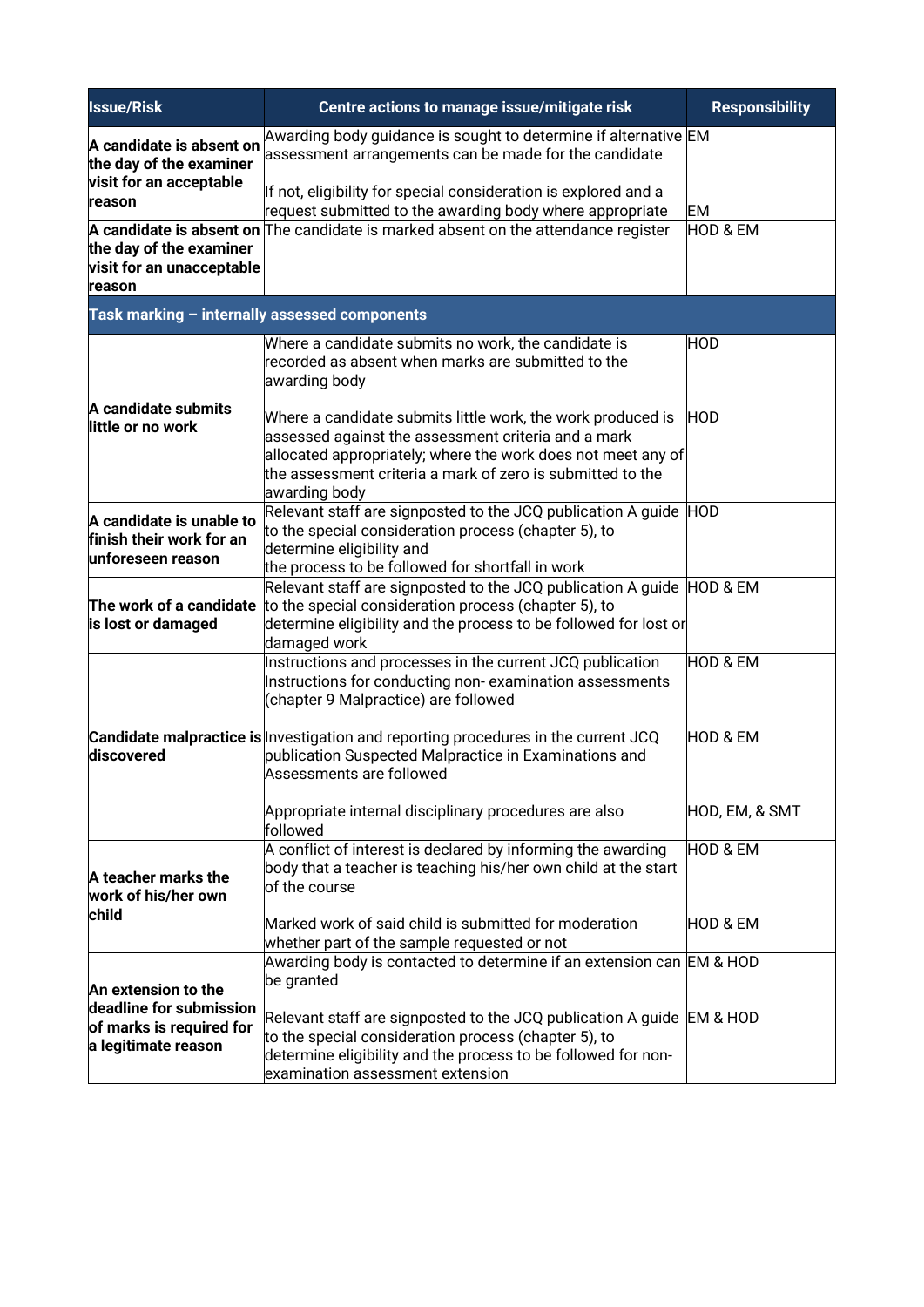| Issue/Risk | Centre actions to manage issue/mitigate risk | Responsibility |
|---|---|---|
| **A candidate is absent on the day of the examiner visit for an acceptable reason** | Awarding body guidance is sought to determine if alternative assessment arrangements can be made for the candidate<br><br>If not, eligibility for special consideration is explored and a request submitted to the awarding body where appropriate | EM<br><br>EM |
| **A candidate is absent on the day of the examiner visit for an unacceptable reason** | The candidate is marked absent on the attendance register | HOD & EM |
| **Task marking – internally assessed components** | | |
| **A candidate submits little or no work** | Where a candidate submits no work, the candidate is recorded as absent when marks are submitted to the awarding body<br><br>Where a candidate submits little work, the work produced is assessed against the assessment criteria and a mark allocated appropriately; where the work does not meet any of the assessment criteria a mark of zero is submitted to the awarding body | HOD<br><br>HOD |
| **A candidate is unable to finish their work for an unforeseen reason** | Relevant staff are signposted to the JCQ publication A guide to the special consideration process (chapter 5), to determine eligibility and the process to be followed for shortfall in work | HOD |
| **The work of a candidate is lost or damaged** | Relevant staff are signposted to the JCQ publication A guide to the special consideration process (chapter 5), to determine eligibility and the process to be followed for lost or damaged work | HOD & EM |
| **Candidate malpractice is discovered** | Instructions and processes in the current JCQ publication Instructions for conducting non- examination assessments (chapter 9 Malpractice) are followed<br><br>Investigation and reporting procedures in the current JCQ publication Suspected Malpractice in Examinations and Assessments are followed<br><br>Appropriate internal disciplinary procedures are also followed | HOD & EM<br><br>HOD & EM<br><br>HOD, EM, & SMT |
| **A teacher marks the work of his/her own child** | A conflict of interest is declared by informing the awarding body that a teacher is teaching his/her own child at the start of the course<br><br>Marked work of said child is submitted for moderation whether part of the sample requested or not | HOD & EM<br><br>HOD & EM |
| **An extension to the deadline for submission of marks is required for a legitimate reason** | Awarding body is contacted to determine if an extension can be granted<br><br>Relevant staff are signposted to the JCQ publication A guide to the special consideration process (chapter 5), to determine eligibility and the process to be followed for non-examination assessment extension | EM & HOD<br><br>EM & HOD |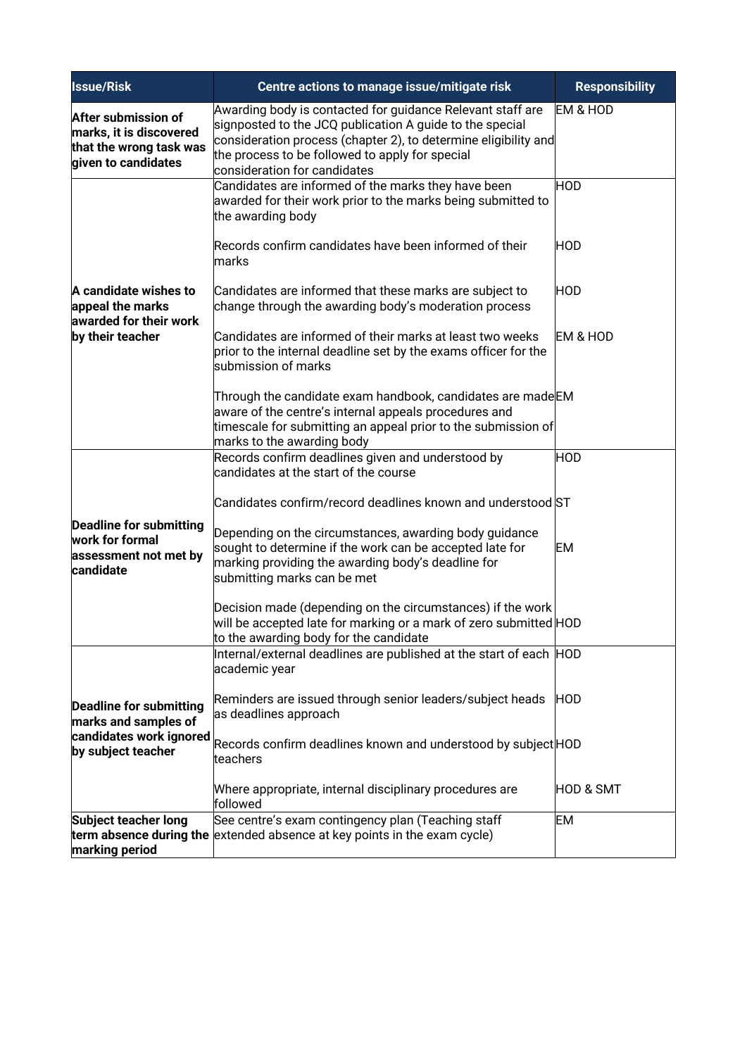| Issue/Risk | Centre actions to manage issue/mitigate risk | Responsibility |
|---|---|---|
| **After submission of marks, it is discovered that the wrong task was given to candidates** | Awarding body is contacted for guidance Relevant staff are signposted to the JCQ publication A guide to the special consideration process (chapter 2), to determine eligibility and the process to be followed to apply for special consideration for candidates | EM & HOD |
| **A candidate wishes to appeal the marks awarded for their work by their teacher** | Candidates are informed of the marks they have been awarded for their work prior to the marks being submitted to the awarding body | HOD |
| | Records confirm candidates have been informed of their marks | HOD |
| | Candidates are informed that these marks are subject to change through the awarding body's moderation process | HOD |
| | Candidates are informed of their marks at least two weeks prior to the internal deadline set by the exams officer for the submission of marks | EM & HOD |
| | Through the candidate exam handbook, candidates are made aware of the centre's internal appeals procedures and timescale for submitting an appeal prior to the submission of marks to the awarding body | EM |
| **Deadline for submitting work for formal assessment not met by candidate** | Records confirm deadlines given and understood by candidates at the start of the course | HOD |
| | Candidates confirm/record deadlines known and understood | ST |
| | Depending on the circumstances, awarding body guidance sought to determine if the work can be accepted late for marking providing the awarding body's deadline for submitting marks can be met | EM |
| | Decision made (depending on the circumstances) if the work will be accepted late for marking or a mark of zero submitted to the awarding body for the candidate | HOD |
| **Deadline for submitting marks and samples of candidates work ignored by subject teacher** | Internal/external deadlines are published at the start of each academic year | HOD |
| | Reminders are issued through senior leaders/subject heads as deadlines approach | HOD |
| | Records confirm deadlines known and understood by subject teachers | HOD |
| | Where appropriate, internal disciplinary procedures are followed | HOD & SMT |
| **Subject teacher long term absence during the marking period** | See centre's exam contingency plan (Teaching staff extended absence at key points in the exam cycle) | EM |